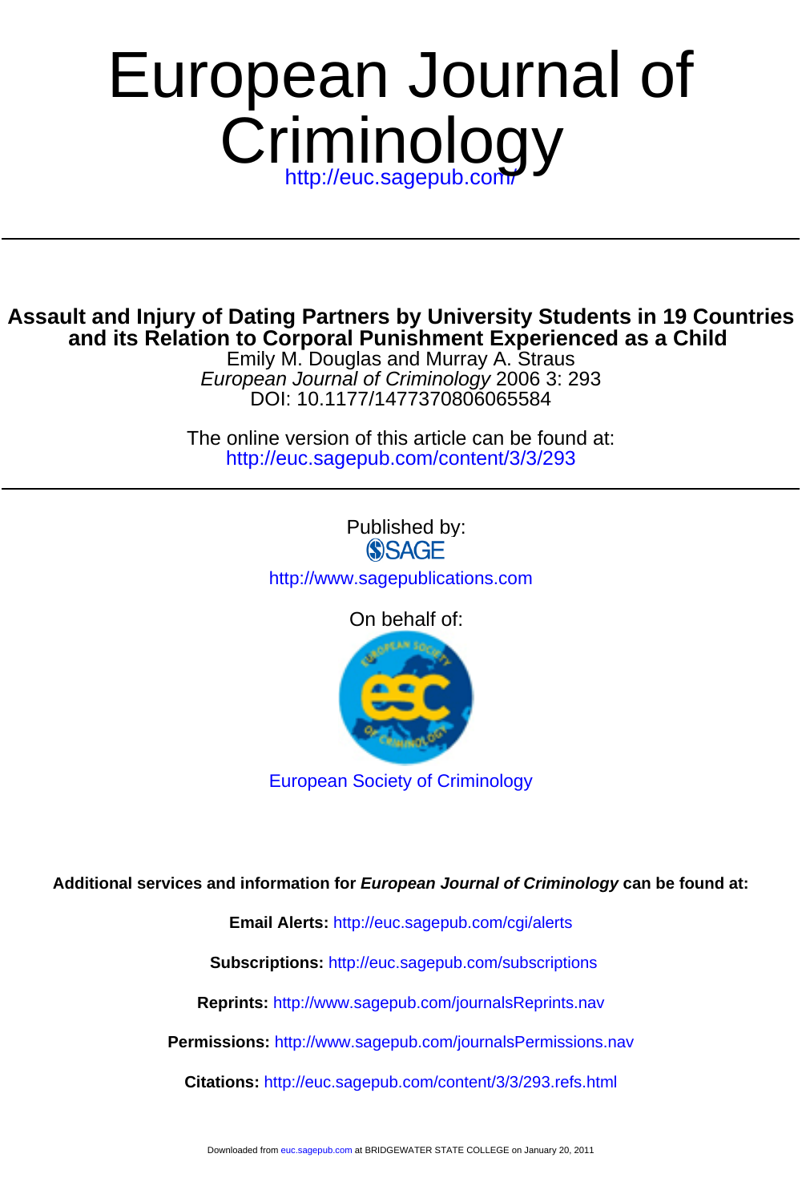# European Journal of Criminology

http://euc.sagepub.com/

## Assault and Injury of Dating Partners by University Students in 19 Countries and its Relation to Corporal Punishment Experienced as a Child

Emily M. Douglas and Murray A. Straus

*European Journal of Criminology* 2006 3: 293

DOI: 10.1177/1477370806065584

The online version of this article can be found at:

http://euc.sagepub.com/content/3/3/293

Published by:

SAGE

http://www.sagepublications.com

On behalf of:

European Society of Criminology

**Additional services and information for *European Journal of Criminology* can be found at:**

**Email Alerts:** http://euc.sagepub.com/cgi/alerts

**Subscriptions:** http://euc.sagepub.com/subscriptions

**Reprints:** http://www.sagepub.com/journalsReprints.nav

**Permissions:** http://www.sagepub.com/journalsPermissions.nav

**Citations:** http://euc.sagepub.com/content/3/3/293.refs.html

Downloaded from euc.sagepub.com at BRIDGEWATER STATE COLLEGE on January 20, 2011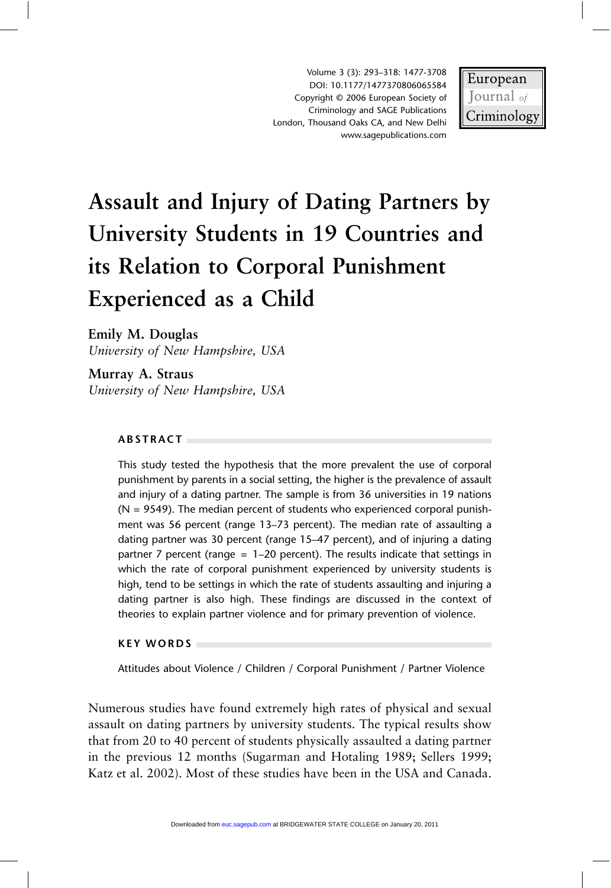# Assault and Injury of Dating Partners by University Students in 19 Countries and its Relation to Corporal Punishment Experienced as a Child

**Emily M. Douglas**
*University of New Hampshire, USA*

**Murray A. Straus**
*University of New Hampshire, USA*

## ABSTRACT

This study tested the hypothesis that the more prevalent the use of corporal punishment by parents in a social setting, the higher is the prevalence of assault and injury of a dating partner. The sample is from 36 universities in 19 nations (N = 9549). The median percent of students who experienced corporal punishment was 56 percent (range 13–73 percent). The median rate of assaulting a dating partner was 30 percent (range 15–47 percent), and of injuring a dating partner 7 percent (range = 1–20 percent). The results indicate that settings in which the rate of corporal punishment experienced by university students is high, tend to be settings in which the rate of students assaulting and injuring a dating partner is also high. These findings are discussed in the context of theories to explain partner violence and for primary prevention of violence.

## KEY WORDS

Attitudes about Violence / Children / Corporal Punishment / Partner Violence

Numerous studies have found extremely high rates of physical and sexual assault on dating partners by university students. The typical results show that from 20 to 40 percent of students physically assaulted a dating partner in the previous 12 months (Sugarman and Hotaling 1989; Sellers 1999; Katz et al. 2002). Most of these studies have been in the USA and Canada.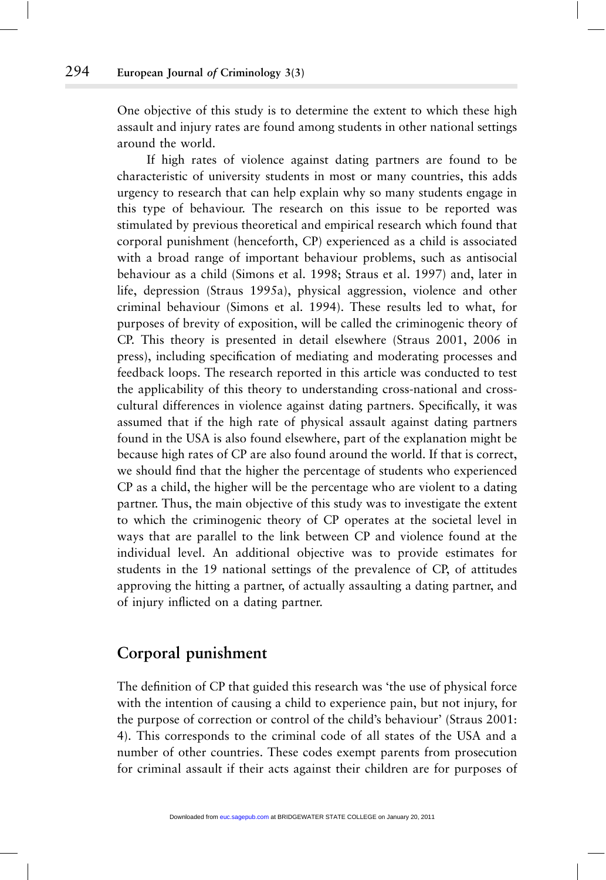One objective of this study is to determine the extent to which these high assault and injury rates are found among students in other national settings around the world.

If high rates of violence against dating partners are found to be characteristic of university students in most or many countries, this adds urgency to research that can help explain why so many students engage in this type of behaviour. The research on this issue to be reported was stimulated by previous theoretical and empirical research which found that corporal punishment (henceforth, CP) experienced as a child is associated with a broad range of important behaviour problems, such as antisocial behaviour as a child (Simons et al. 1998; Straus et al. 1997) and, later in life, depression (Straus 1995a), physical aggression, violence and other criminal behaviour (Simons et al. 1994). These results led to what, for purposes of brevity of exposition, will be called the criminogenic theory of CP. This theory is presented in detail elsewhere (Straus 2001, 2006 in press), including specification of mediating and moderating processes and feedback loops. The research reported in this article was conducted to test the applicability of this theory to understanding cross-national and cross-cultural differences in violence against dating partners. Specifically, it was assumed that if the high rate of physical assault against dating partners found in the USA is also found elsewhere, part of the explanation might be because high rates of CP are also found around the world. If that is correct, we should find that the higher the percentage of students who experienced CP as a child, the higher will be the percentage who are violent to a dating partner. Thus, the main objective of this study was to investigate the extent to which the criminogenic theory of CP operates at the societal level in ways that are parallel to the link between CP and violence found at the individual level. An additional objective was to provide estimates for students in the 19 national settings of the prevalence of CP, of attitudes approving the hitting a partner, of actually assaulting a dating partner, and of injury inflicted on a dating partner.

## Corporal punishment

The definition of CP that guided this research was 'the use of physical force with the intention of causing a child to experience pain, but not injury, for the purpose of correction or control of the child's behaviour' (Straus 2001: 4). This corresponds to the criminal code of all states of the USA and a number of other countries. These codes exempt parents from prosecution for criminal assault if their acts against their children are for purposes of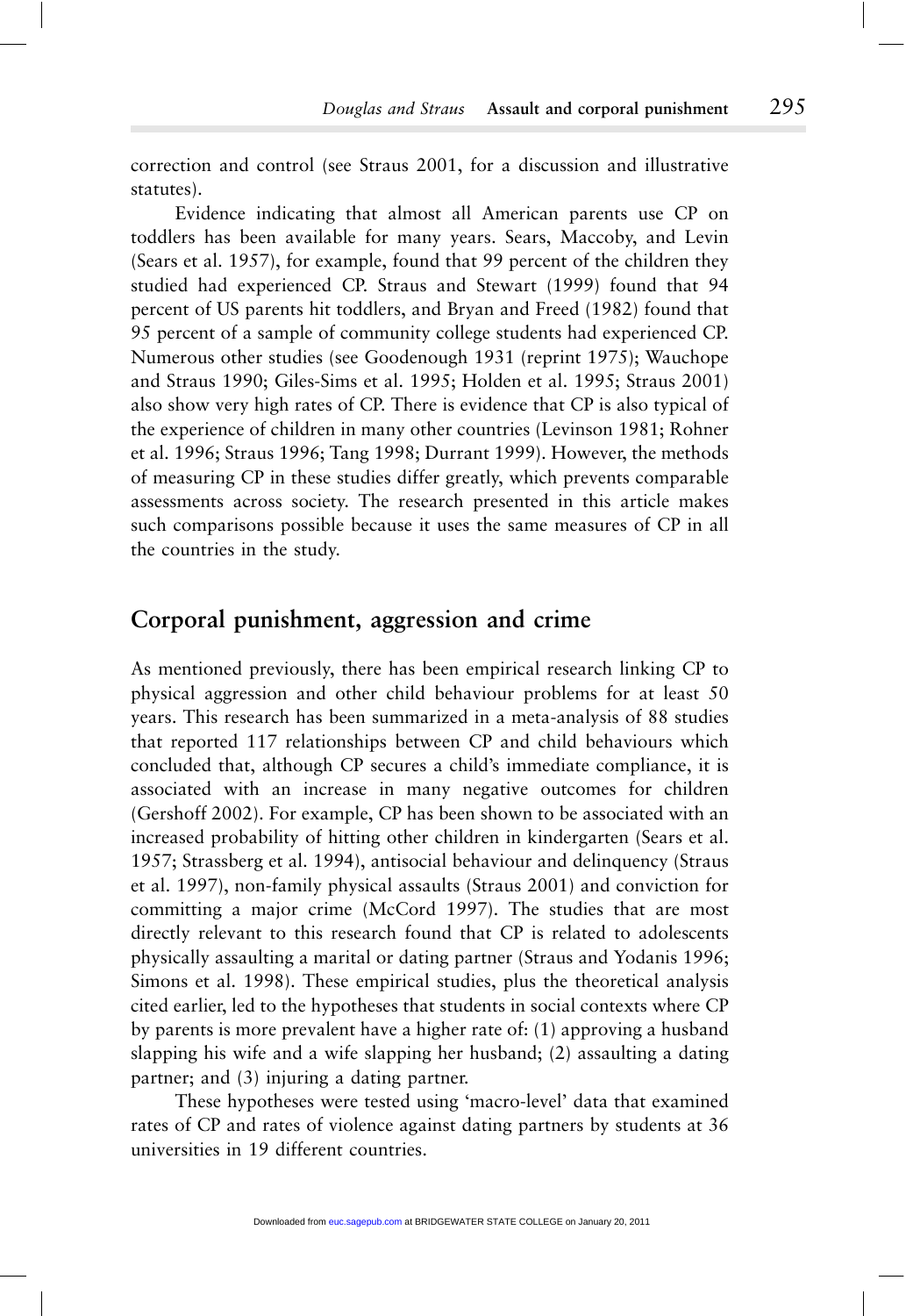correction and control (see Straus 2001, for a discussion and illustrative statutes).

Evidence indicating that almost all American parents use CP on toddlers has been available for many years. Sears, Maccoby, and Levin (Sears et al. 1957), for example, found that 99 percent of the children they studied had experienced CP. Straus and Stewart (1999) found that 94 percent of US parents hit toddlers, and Bryan and Freed (1982) found that 95 percent of a sample of community college students had experienced CP. Numerous other studies (see Goodenough 1931 (reprint 1975); Wauchope and Straus 1990; Giles-Sims et al. 1995; Holden et al. 1995; Straus 2001) also show very high rates of CP. There is evidence that CP is also typical of the experience of children in many other countries (Levinson 1981; Rohner et al. 1996; Straus 1996; Tang 1998; Durrant 1999). However, the methods of measuring CP in these studies differ greatly, which prevents comparable assessments across society. The research presented in this article makes such comparisons possible because it uses the same measures of CP in all the countries in the study.

## Corporal punishment, aggression and crime

As mentioned previously, there has been empirical research linking CP to physical aggression and other child behaviour problems for at least 50 years. This research has been summarized in a meta-analysis of 88 studies that reported 117 relationships between CP and child behaviours which concluded that, although CP secures a child's immediate compliance, it is associated with an increase in many negative outcomes for children (Gershoff 2002). For example, CP has been shown to be associated with an increased probability of hitting other children in kindergarten (Sears et al. 1957; Strassberg et al. 1994), antisocial behaviour and delinquency (Straus et al. 1997), non-family physical assaults (Straus 2001) and conviction for committing a major crime (McCord 1997). The studies that are most directly relevant to this research found that CP is related to adolescents physically assaulting a marital or dating partner (Straus and Yodanis 1996; Simons et al. 1998). These empirical studies, plus the theoretical analysis cited earlier, led to the hypotheses that students in social contexts where CP by parents is more prevalent have a higher rate of: (1) approving a husband slapping his wife and a wife slapping her husband; (2) assaulting a dating partner; and (3) injuring a dating partner.

These hypotheses were tested using 'macro-level' data that examined rates of CP and rates of violence against dating partners by students at 36 universities in 19 different countries.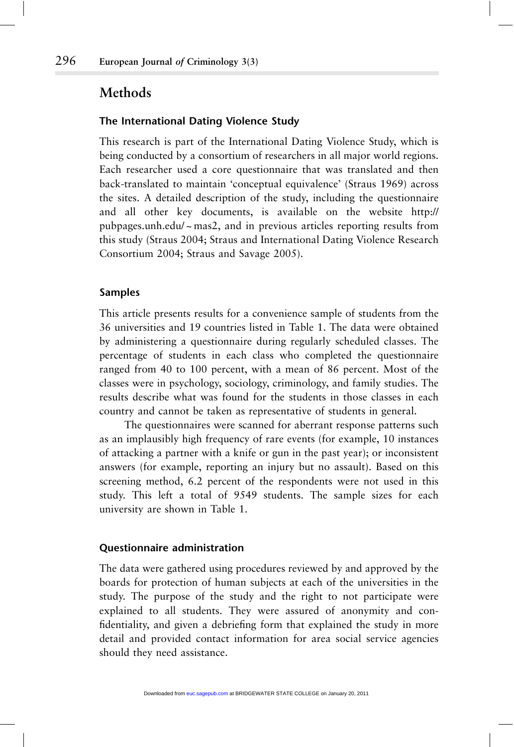## Methods

### The International Dating Violence Study

This research is part of the International Dating Violence Study, which is being conducted by a consortium of researchers in all major world regions. Each researcher used a core questionnaire that was translated and then back-translated to maintain 'conceptual equivalence' (Straus 1969) across the sites. A detailed description of the study, including the questionnaire and all other key documents, is available on the website http://pubpages.unh.edu/~mas2, and in previous articles reporting results from this study (Straus 2004; Straus and International Dating Violence Research Consortium 2004; Straus and Savage 2005).

### Samples

This article presents results for a convenience sample of students from the 36 universities and 19 countries listed in Table 1. The data were obtained by administering a questionnaire during regularly scheduled classes. The percentage of students in each class who completed the questionnaire ranged from 40 to 100 percent, with a mean of 86 percent. Most of the classes were in psychology, sociology, criminology, and family studies. The results describe what was found for the students in those classes in each country and cannot be taken as representative of students in general.

The questionnaires were scanned for aberrant response patterns such as an implausibly high frequency of rare events (for example, 10 instances of attacking a partner with a knife or gun in the past year); or inconsistent answers (for example, reporting an injury but no assault). Based on this screening method, 6.2 percent of the respondents were not used in this study. This left a total of 9549 students. The sample sizes for each university are shown in Table 1.

### Questionnaire administration

The data were gathered using procedures reviewed by and approved by the boards for protection of human subjects at each of the universities in the study. The purpose of the study and the right to not participate were explained to all students. They were assured of anonymity and confidentiality, and given a debriefing form that explained the study in more detail and provided contact information for area social service agencies should they need assistance.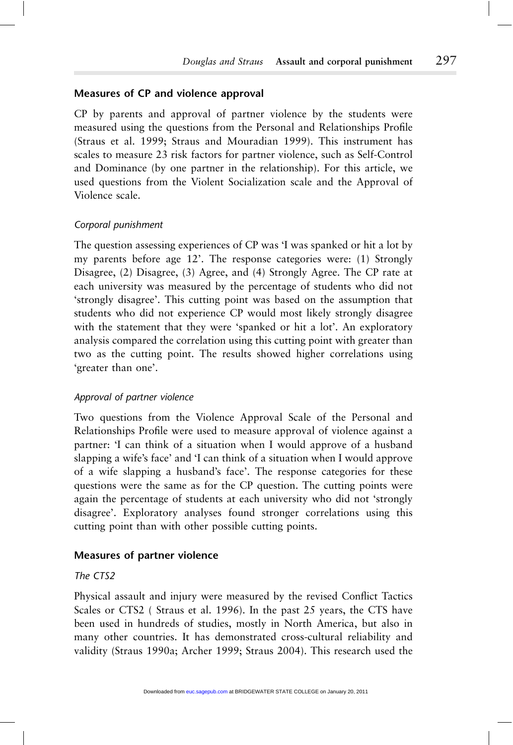## Measures of CP and violence approval

CP by parents and approval of partner violence by the students were measured using the questions from the Personal and Relationships Profile (Straus et al. 1999; Straus and Mouradian 1999). This instrument has scales to measure 23 risk factors for partner violence, such as Self-Control and Dominance (by one partner in the relationship). For this article, we used questions from the Violent Socialization scale and the Approval of Violence scale.

### *Corporal punishment*

The question assessing experiences of CP was 'I was spanked or hit a lot by my parents before age 12'. The response categories were: (1) Strongly Disagree, (2) Disagree, (3) Agree, and (4) Strongly Agree. The CP rate at each university was measured by the percentage of students who did not 'strongly disagree'. This cutting point was based on the assumption that students who did not experience CP would most likely strongly disagree with the statement that they were 'spanked or hit a lot'. An exploratory analysis compared the correlation using this cutting point with greater than two as the cutting point. The results showed higher correlations using 'greater than one'.

### *Approval of partner violence*

Two questions from the Violence Approval Scale of the Personal and Relationships Profile were used to measure approval of violence against a partner: 'I can think of a situation when I would approve of a husband slapping a wife's face' and 'I can think of a situation when I would approve of a wife slapping a husband's face'. The response categories for these questions were the same as for the CP question. The cutting points were again the percentage of students at each university who did not 'strongly disagree'. Exploratory analyses found stronger correlations using this cutting point than with other possible cutting points.

## Measures of partner violence

### *The CTS2*

Physical assault and injury were measured by the revised Conflict Tactics Scales or CTS2 ( Straus et al. 1996). In the past 25 years, the CTS have been used in hundreds of studies, mostly in North America, but also in many other countries. It has demonstrated cross-cultural reliability and validity (Straus 1990a; Archer 1999; Straus 2004). This research used the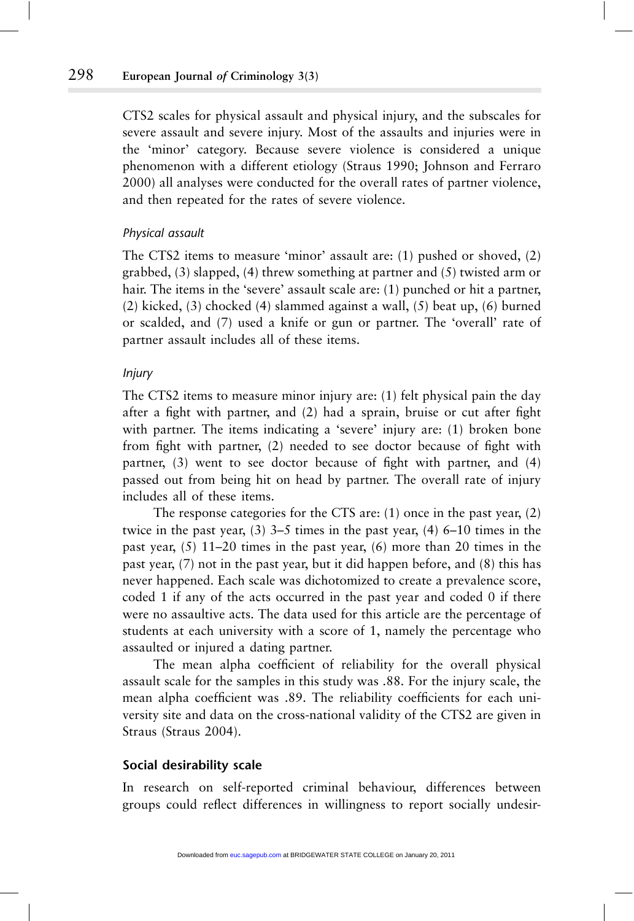CTS2 scales for physical assault and physical injury, and the subscales for severe assault and severe injury. Most of the assaults and injuries were in the 'minor' category. Because severe violence is considered a unique phenomenon with a different etiology (Straus 1990; Johnson and Ferraro 2000) all analyses were conducted for the overall rates of partner violence, and then repeated for the rates of severe violence.

### *Physical assault*

The CTS2 items to measure 'minor' assault are: (1) pushed or shoved, (2) grabbed, (3) slapped, (4) threw something at partner and (5) twisted arm or hair. The items in the 'severe' assault scale are: (1) punched or hit a partner, (2) kicked, (3) chocked (4) slammed against a wall, (5) beat up, (6) burned or scalded, and (7) used a knife or gun or partner. The 'overall' rate of partner assault includes all of these items.

### *Injury*

The CTS2 items to measure minor injury are: (1) felt physical pain the day after a fight with partner, and (2) had a sprain, bruise or cut after fight with partner. The items indicating a 'severe' injury are: (1) broken bone from fight with partner, (2) needed to see doctor because of fight with partner, (3) went to see doctor because of fight with partner, and (4) passed out from being hit on head by partner. The overall rate of injury includes all of these items.

The response categories for the CTS are: (1) once in the past year, (2) twice in the past year, (3) 3–5 times in the past year, (4) 6–10 times in the past year, (5) 11–20 times in the past year, (6) more than 20 times in the past year, (7) not in the past year, but it did happen before, and (8) this has never happened. Each scale was dichotomized to create a prevalence score, coded 1 if any of the acts occurred in the past year and coded 0 if there were no assaultive acts. The data used for this article are the percentage of students at each university with a score of 1, namely the percentage who assaulted or injured a dating partner.

The mean alpha coefficient of reliability for the overall physical assault scale for the samples in this study was .88. For the injury scale, the mean alpha coefficient was .89. The reliability coefficients for each university site and data on the cross-national validity of the CTS2 are given in Straus (Straus 2004).

## Social desirability scale

In research on self-reported criminal behaviour, differences between groups could reflect differences in willingness to report socially undesir-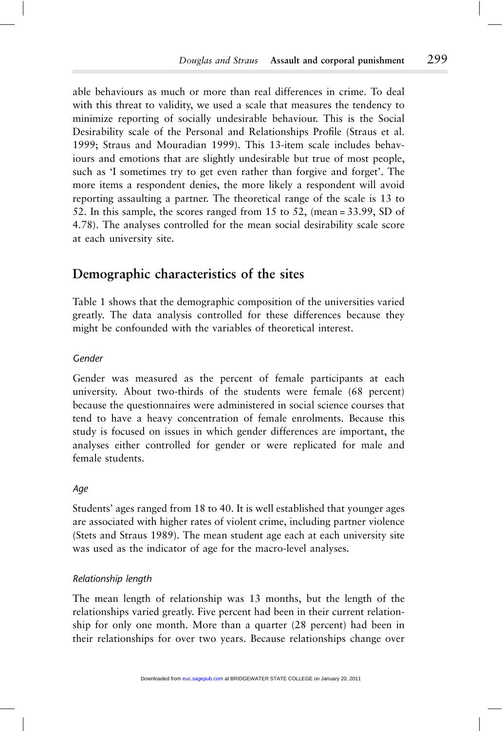able behaviours as much or more than real differences in crime. To deal with this threat to validity, we used a scale that measures the tendency to minimize reporting of socially undesirable behaviour. This is the Social Desirability scale of the Personal and Relationships Profile (Straus et al. 1999; Straus and Mouradian 1999). This 13-item scale includes behaviours and emotions that are slightly undesirable but true of most people, such as 'I sometimes try to get even rather than forgive and forget'. The more items a respondent denies, the more likely a respondent will avoid reporting assaulting a partner. The theoretical range of the scale is 13 to 52. In this sample, the scores ranged from 15 to 52, (mean = 33.99, SD of 4.78). The analyses controlled for the mean social desirability scale score at each university site.

## Demographic characteristics of the sites

Table 1 shows that the demographic composition of the universities varied greatly. The data analysis controlled for these differences because they might be confounded with the variables of theoretical interest.

### *Gender*

Gender was measured as the percent of female participants at each university. About two-thirds of the students were female (68 percent) because the questionnaires were administered in social science courses that tend to have a heavy concentration of female enrolments. Because this study is focused on issues in which gender differences are important, the analyses either controlled for gender or were replicated for male and female students.

### *Age*

Students' ages ranged from 18 to 40. It is well established that younger ages are associated with higher rates of violent crime, including partner violence (Stets and Straus 1989). The mean student age each at each university site was used as the indicator of age for the macro-level analyses.

### *Relationship length*

The mean length of relationship was 13 months, but the length of the relationships varied greatly. Five percent had been in their current relationship for only one month. More than a quarter (28 percent) had been in their relationships for over two years. Because relationships change over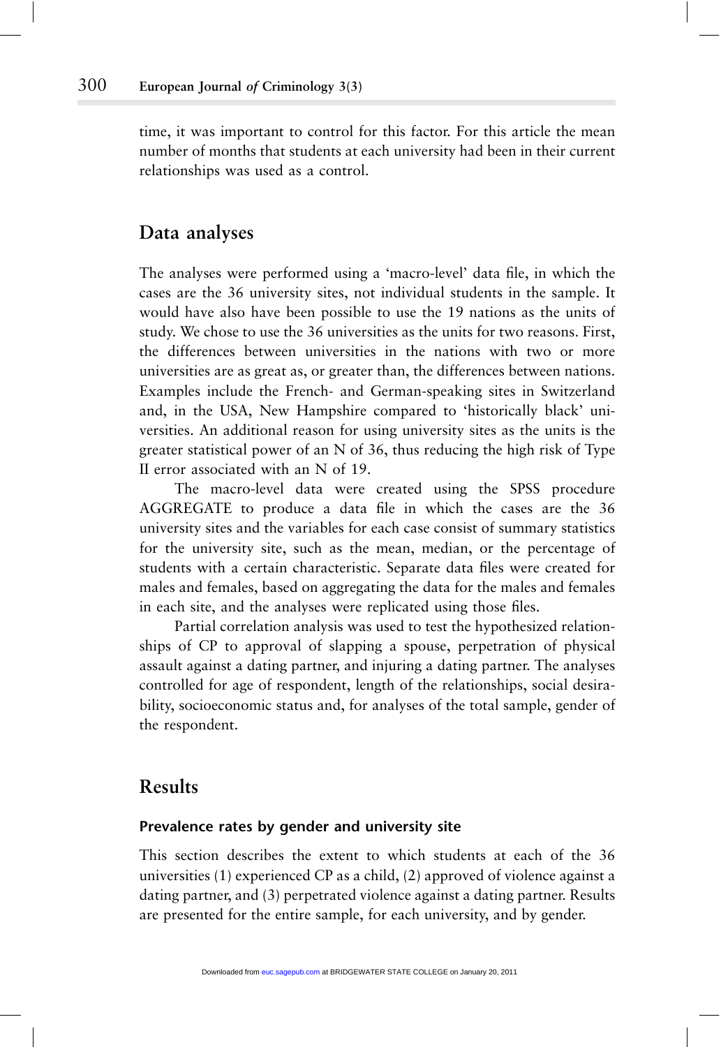time, it was important to control for this factor. For this article the mean number of months that students at each university had been in their current relationships was used as a control.

## Data analyses

The analyses were performed using a 'macro-level' data file, in which the cases are the 36 university sites, not individual students in the sample. It would have also have been possible to use the 19 nations as the units of study. We chose to use the 36 universities as the units for two reasons. First, the differences between universities in the nations with two or more universities are as great as, or greater than, the differences between nations. Examples include the French- and German-speaking sites in Switzerland and, in the USA, New Hampshire compared to 'historically black' universities. An additional reason for using university sites as the units is the greater statistical power of an N of 36, thus reducing the high risk of Type II error associated with an N of 19.

The macro-level data were created using the SPSS procedure AGGREGATE to produce a data file in which the cases are the 36 university sites and the variables for each case consist of summary statistics for the university site, such as the mean, median, or the percentage of students with a certain characteristic. Separate data files were created for males and females, based on aggregating the data for the males and females in each site, and the analyses were replicated using those files.

Partial correlation analysis was used to test the hypothesized relationships of CP to approval of slapping a spouse, perpetration of physical assault against a dating partner, and injuring a dating partner. The analyses controlled for age of respondent, length of the relationships, social desirability, socioeconomic status and, for analyses of the total sample, gender of the respondent.

## Results

### Prevalence rates by gender and university site

This section describes the extent to which students at each of the 36 universities (1) experienced CP as a child, (2) approved of violence against a dating partner, and (3) perpetrated violence against a dating partner. Results are presented for the entire sample, for each university, and by gender.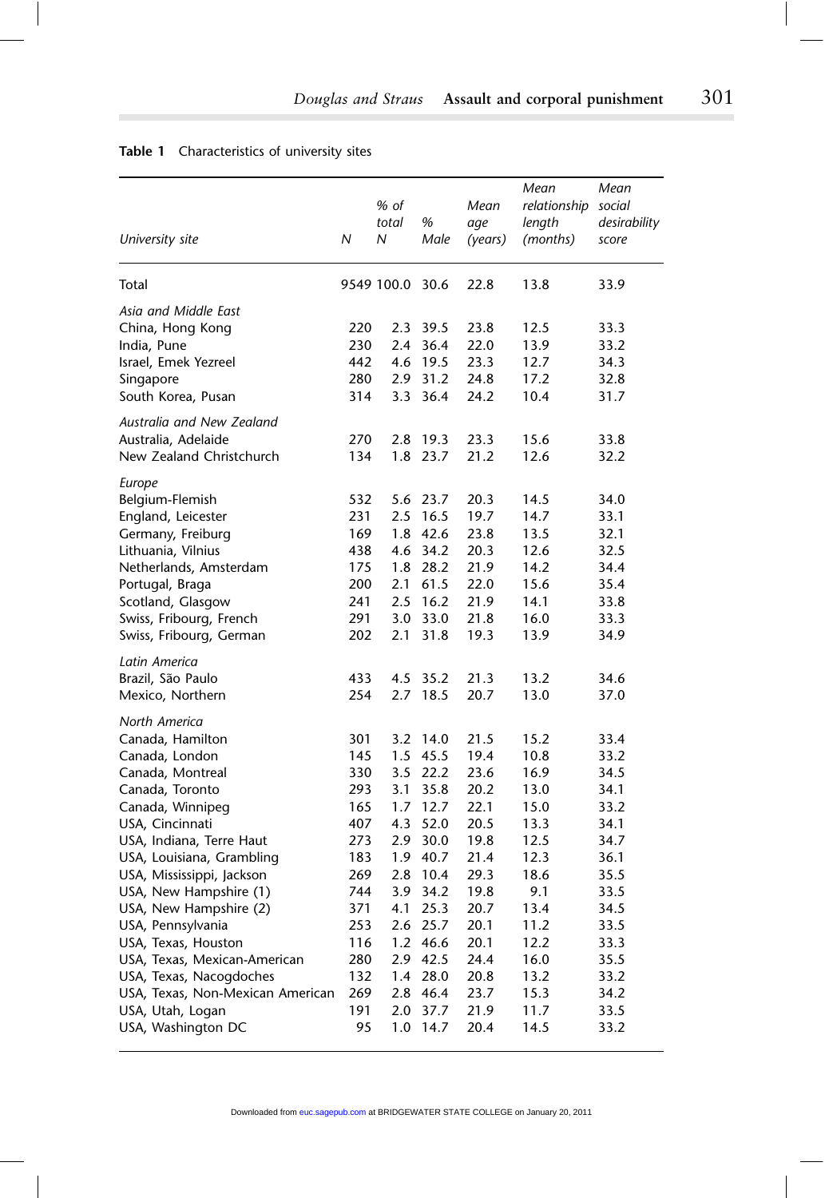**Table 1** Characteristics of university sites

| *University site* | *N* | *% of total N* | *% Male* | *Mean age (years)* | *Mean relationship length (months)* | *Mean social desirability score* |
|---|---|---|---|---|---|---|
| Total | 9549 | 100.0 | 30.6 | 22.8 | 13.8 | 33.9 |
| *Asia and Middle East* | | | | | | |
| China, Hong Kong | 220 | 2.3 | 39.5 | 23.8 | 12.5 | 33.3 |
| India, Pune | 230 | 2.4 | 36.4 | 22.0 | 13.9 | 33.2 |
| Israel, Emek Yezreel | 442 | 4.6 | 19.5 | 23.3 | 12.7 | 34.3 |
| Singapore | 280 | 2.9 | 31.2 | 24.8 | 17.2 | 32.8 |
| South Korea, Pusan | 314 | 3.3 | 36.4 | 24.2 | 10.4 | 31.7 |
| *Australia and New Zealand* | | | | | | |
| Australia, Adelaide | 270 | 2.8 | 19.3 | 23.3 | 15.6 | 33.8 |
| New Zealand Christchurch | 134 | 1.8 | 23.7 | 21.2 | 12.6 | 32.2 |
| *Europe* | | | | | | |
| Belgium-Flemish | 532 | 5.6 | 23.7 | 20.3 | 14.5 | 34.0 |
| England, Leicester | 231 | 2.5 | 16.5 | 19.7 | 14.7 | 33.1 |
| Germany, Freiburg | 169 | 1.8 | 42.6 | 23.8 | 13.5 | 32.1 |
| Lithuania, Vilnius | 438 | 4.6 | 34.2 | 20.3 | 12.6 | 32.5 |
| Netherlands, Amsterdam | 175 | 1.8 | 28.2 | 21.9 | 14.2 | 34.4 |
| Portugal, Braga | 200 | 2.1 | 61.5 | 22.0 | 15.6 | 35.4 |
| Scotland, Glasgow | 241 | 2.5 | 16.2 | 21.9 | 14.1 | 33.8 |
| Swiss, Fribourg, French | 291 | 3.0 | 33.0 | 21.8 | 16.0 | 33.3 |
| Swiss, Fribourg, German | 202 | 2.1 | 31.8 | 19.3 | 13.9 | 34.9 |
| *Latin America* | | | | | | |
| Brazil, São Paulo | 433 | 4.5 | 35.2 | 21.3 | 13.2 | 34.6 |
| Mexico, Northern | 254 | 2.7 | 18.5 | 20.7 | 13.0 | 37.0 |
| *North America* | | | | | | |
| Canada, Hamilton | 301 | 3.2 | 14.0 | 21.5 | 15.2 | 33.4 |
| Canada, London | 145 | 1.5 | 45.5 | 19.4 | 10.8 | 33.2 |
| Canada, Montreal | 330 | 3.5 | 22.2 | 23.6 | 16.9 | 34.5 |
| Canada, Toronto | 293 | 3.1 | 35.8 | 20.2 | 13.0 | 34.1 |
| Canada, Winnipeg | 165 | 1.7 | 12.7 | 22.1 | 15.0 | 33.2 |
| USA, Cincinnati | 407 | 4.3 | 52.0 | 20.5 | 13.3 | 34.1 |
| USA, Indiana, Terre Haut | 273 | 2.9 | 30.0 | 19.8 | 12.5 | 34.7 |
| USA, Louisiana, Grambling | 183 | 1.9 | 40.7 | 21.4 | 12.3 | 36.1 |
| USA, Mississippi, Jackson | 269 | 2.8 | 10.4 | 29.3 | 18.6 | 35.5 |
| USA, New Hampshire (1) | 744 | 3.9 | 34.2 | 19.8 | 9.1 | 33.5 |
| USA, New Hampshire (2) | 371 | 4.1 | 25.3 | 20.7 | 13.4 | 34.5 |
| USA, Pennsylvania | 253 | 2.6 | 25.7 | 20.1 | 11.2 | 33.5 |
| USA, Texas, Houston | 116 | 1.2 | 46.6 | 20.1 | 12.2 | 33.3 |
| USA, Texas, Mexican-American | 280 | 2.9 | 42.5 | 24.4 | 16.0 | 35.5 |
| USA, Texas, Nacogdoches | 132 | 1.4 | 28.0 | 20.8 | 13.2 | 33.2 |
| USA, Texas, Non-Mexican American | 269 | 2.8 | 46.4 | 23.7 | 15.3 | 34.2 |
| USA, Utah, Logan | 191 | 2.0 | 37.7 | 21.9 | 11.7 | 33.5 |
| USA, Washington DC | 95 | 1.0 | 14.7 | 20.4 | 14.5 | 33.2 |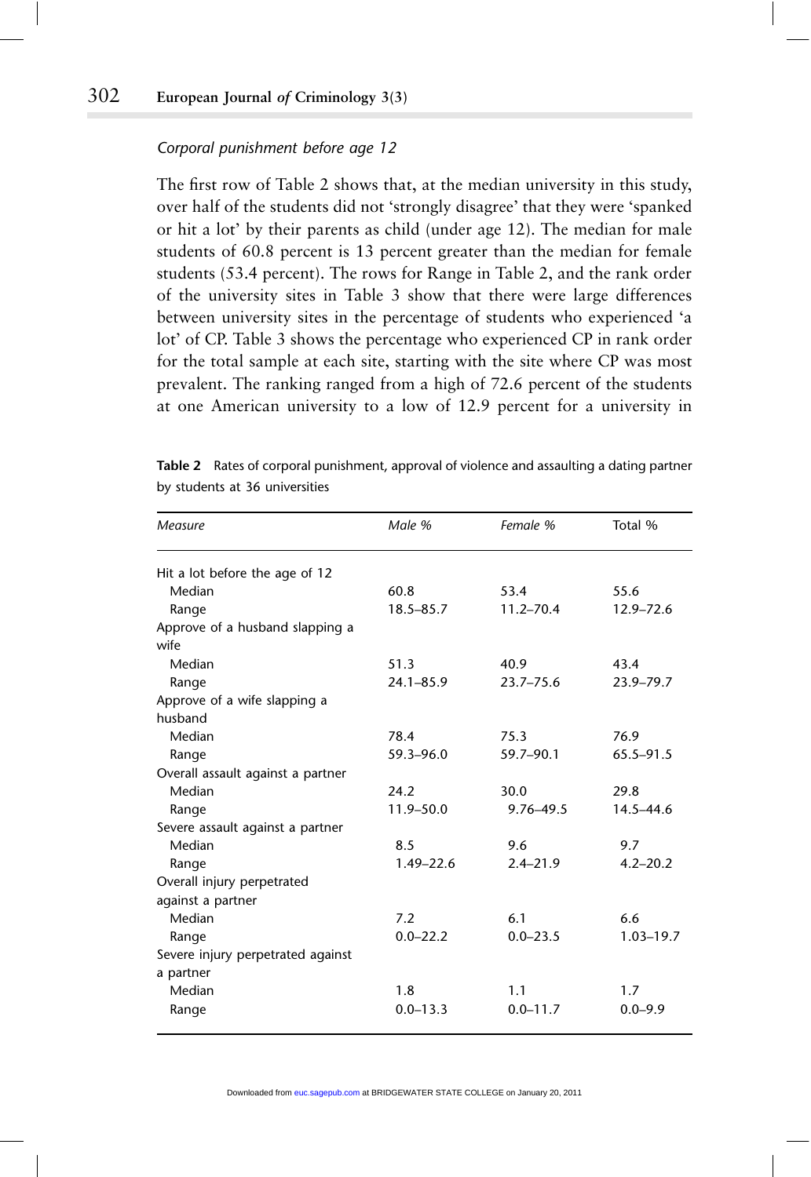*Corporal punishment before age 12*

The first row of Table 2 shows that, at the median university in this study, over half of the students did not 'strongly disagree' that they were 'spanked or hit a lot' by their parents as child (under age 12). The median for male students of 60.8 percent is 13 percent greater than the median for female students (53.4 percent). The rows for Range in Table 2, and the rank order of the university sites in Table 3 show that there were large differences between university sites in the percentage of students who experienced 'a lot' of CP. Table 3 shows the percentage who experienced CP in rank order for the total sample at each site, starting with the site where CP was most prevalent. The ranking ranged from a high of 72.6 percent of the students at one American university to a low of 12.9 percent for a university in

**Table 2** Rates of corporal punishment, approval of violence and assaulting a dating partner by students at 36 universities

| *Measure* | *Male %* | *Female %* | *Total %* |
|---|---|---|---|
| Hit a lot before the age of 12 | | | |
| Median | 60.8 | 53.4 | 55.6 |
| Range | 18.5–85.7 | 11.2–70.4 | 12.9–72.6 |
| Approve of a husband slapping a wife | | | |
| Median | 51.3 | 40.9 | 43.4 |
| Range | 24.1–85.9 | 23.7–75.6 | 23.9–79.7 |
| Approve of a wife slapping a husband | | | |
| Median | 78.4 | 75.3 | 76.9 |
| Range | 59.3–96.0 | 59.7–90.1 | 65.5–91.5 |
| Overall assault against a partner | | | |
| Median | 24.2 | 30.0 | 29.8 |
| Range | 11.9–50.0 | 9.76–49.5 | 14.5–44.6 |
| Severe assault against a partner | | | |
| Median | 8.5 | 9.6 | 9.7 |
| Range | 1.49–22.6 | 2.4–21.9 | 4.2–20.2 |
| Overall injury perpetrated against a partner | | | |
| Median | 7.2 | 6.1 | 6.6 |
| Range | 0.0–22.2 | 0.0–23.5 | 1.03–19.7 |
| Severe injury perpetrated against a partner | | | |
| Median | 1.8 | 1.1 | 1.7 |
| Range | 0.0–13.3 | 0.0–11.7 | 0.0–9.9 |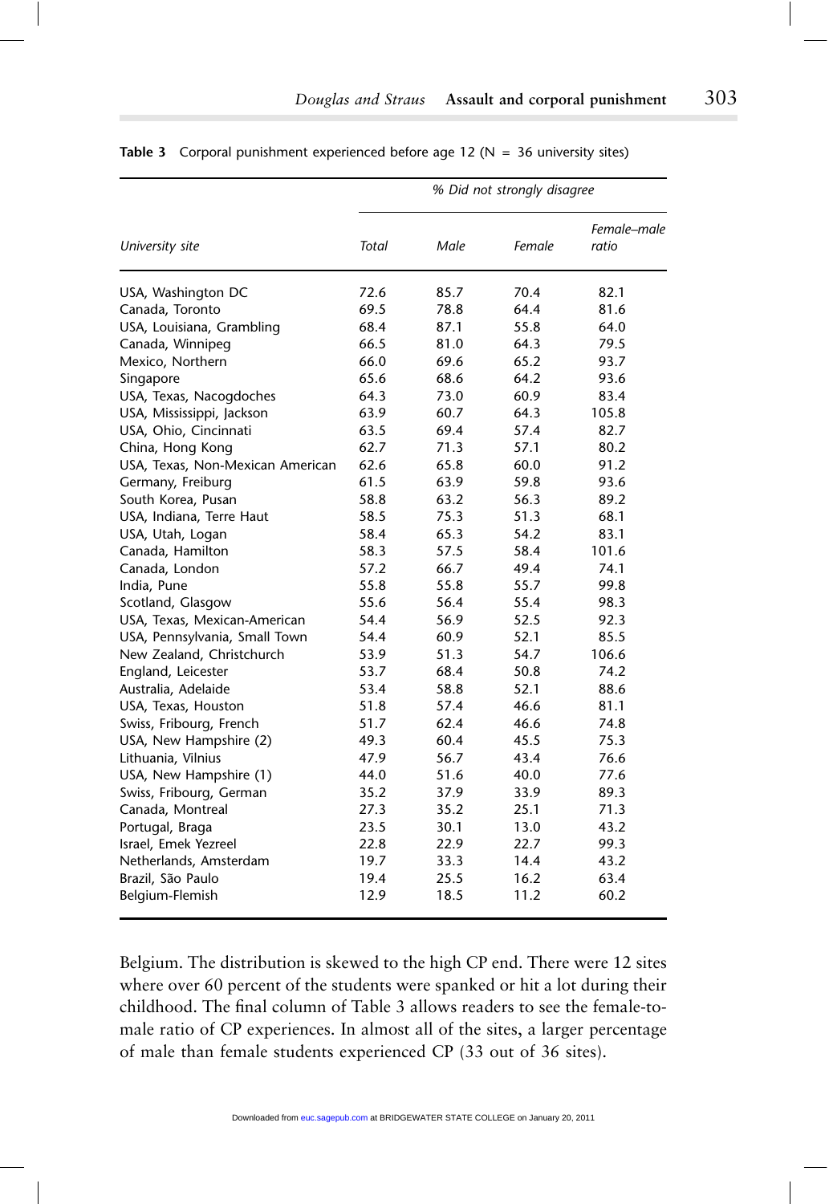**Table 3** Corporal punishment experienced before age 12 (N = 36 university sites)

| University site | % Did not strongly disagree | | | |
|---|---|---|---|---|
| | *Total* | *Male* | *Female* | *Female–male ratio* |
| USA, Washington DC | 72.6 | 85.7 | 70.4 | 82.1 |
| Canada, Toronto | 69.5 | 78.8 | 64.4 | 81.6 |
| USA, Louisiana, Grambling | 68.4 | 87.1 | 55.8 | 64.0 |
| Canada, Winnipeg | 66.5 | 81.0 | 64.3 | 79.5 |
| Mexico, Northern | 66.0 | 69.6 | 65.2 | 93.7 |
| Singapore | 65.6 | 68.6 | 64.2 | 93.6 |
| USA, Texas, Nacogdoches | 64.3 | 73.0 | 60.9 | 83.4 |
| USA, Mississippi, Jackson | 63.9 | 60.7 | 64.3 | 105.8 |
| USA, Ohio, Cincinnati | 63.5 | 69.4 | 57.4 | 82.7 |
| China, Hong Kong | 62.7 | 71.3 | 57.1 | 80.2 |
| USA, Texas, Non-Mexican American | 62.6 | 65.8 | 60.0 | 91.2 |
| Germany, Freiburg | 61.5 | 63.9 | 59.8 | 93.6 |
| South Korea, Pusan | 58.8 | 63.2 | 56.3 | 89.2 |
| USA, Indiana, Terre Haut | 58.5 | 75.3 | 51.3 | 68.1 |
| USA, Utah, Logan | 58.4 | 65.3 | 54.2 | 83.1 |
| Canada, Hamilton | 58.3 | 57.5 | 58.4 | 101.6 |
| Canada, London | 57.2 | 66.7 | 49.4 | 74.1 |
| India, Pune | 55.8 | 55.8 | 55.7 | 99.8 |
| Scotland, Glasgow | 55.6 | 56.4 | 55.4 | 98.3 |
| USA, Texas, Mexican-American | 54.4 | 56.9 | 52.5 | 92.3 |
| USA, Pennsylvania, Small Town | 54.4 | 60.9 | 52.1 | 85.5 |
| New Zealand, Christchurch | 53.9 | 51.3 | 54.7 | 106.6 |
| England, Leicester | 53.7 | 68.4 | 50.8 | 74.2 |
| Australia, Adelaide | 53.4 | 58.8 | 52.1 | 88.6 |
| USA, Texas, Houston | 51.8 | 57.4 | 46.6 | 81.1 |
| Swiss, Fribourg, French | 51.7 | 62.4 | 46.6 | 74.8 |
| USA, New Hampshire (2) | 49.3 | 60.4 | 45.5 | 75.3 |
| Lithuania, Vilnius | 47.9 | 56.7 | 43.4 | 76.6 |
| USA, New Hampshire (1) | 44.0 | 51.6 | 40.0 | 77.6 |
| Swiss, Fribourg, German | 35.2 | 37.9 | 33.9 | 89.3 |
| Canada, Montreal | 27.3 | 35.2 | 25.1 | 71.3 |
| Portugal, Braga | 23.5 | 30.1 | 13.0 | 43.2 |
| Israel, Emek Yezreel | 22.8 | 22.9 | 22.7 | 99.3 |
| Netherlands, Amsterdam | 19.7 | 33.3 | 14.4 | 43.2 |
| Brazil, São Paulo | 19.4 | 25.5 | 16.2 | 63.4 |
| Belgium-Flemish | 12.9 | 18.5 | 11.2 | 60.2 |

Belgium. The distribution is skewed to the high CP end. There were 12 sites where over 60 percent of the students were spanked or hit a lot during their childhood. The final column of Table 3 allows readers to see the female-to-male ratio of CP experiences. In almost all of the sites, a larger percentage of male than female students experienced CP (33 out of 36 sites).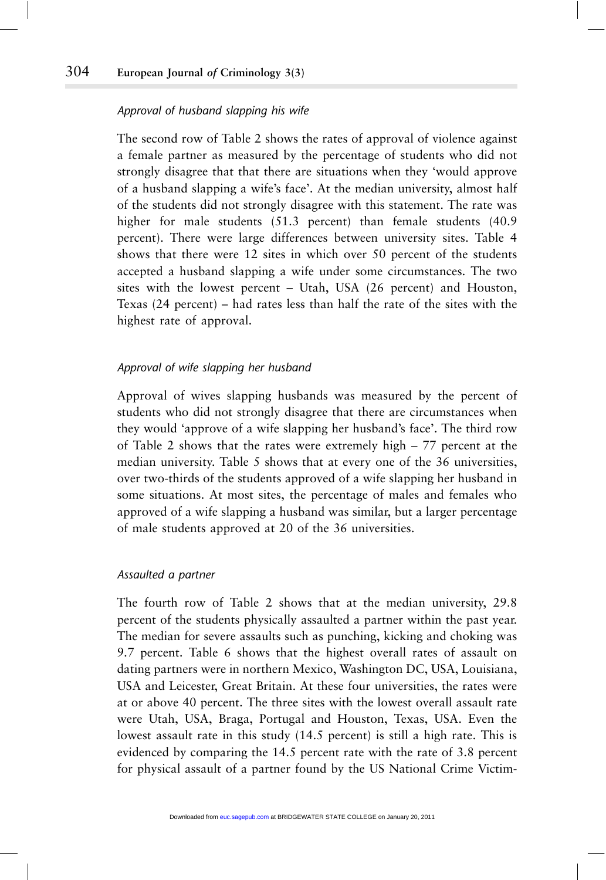### *Approval of husband slapping his wife*

The second row of Table 2 shows the rates of approval of violence against a female partner as measured by the percentage of students who did not strongly disagree that that there are situations when they 'would approve of a husband slapping a wife's face'. At the median university, almost half of the students did not strongly disagree with this statement. The rate was higher for male students (51.3 percent) than female students (40.9 percent). There were large differences between university sites. Table 4 shows that there were 12 sites in which over 50 percent of the students accepted a husband slapping a wife under some circumstances. The two sites with the lowest percent – Utah, USA (26 percent) and Houston, Texas (24 percent) – had rates less than half the rate of the sites with the highest rate of approval.

### *Approval of wife slapping her husband*

Approval of wives slapping husbands was measured by the percent of students who did not strongly disagree that there are circumstances when they would 'approve of a wife slapping her husband's face'. The third row of Table 2 shows that the rates were extremely high – 77 percent at the median university. Table 5 shows that at every one of the 36 universities, over two-thirds of the students approved of a wife slapping her husband in some situations. At most sites, the percentage of males and females who approved of a wife slapping a husband was similar, but a larger percentage of male students approved at 20 of the 36 universities.

### *Assaulted a partner*

The fourth row of Table 2 shows that at the median university, 29.8 percent of the students physically assaulted a partner within the past year. The median for severe assaults such as punching, kicking and choking was 9.7 percent. Table 6 shows that the highest overall rates of assault on dating partners were in northern Mexico, Washington DC, USA, Louisiana, USA and Leicester, Great Britain. At these four universities, the rates were at or above 40 percent. The three sites with the lowest overall assault rate were Utah, USA, Braga, Portugal and Houston, Texas, USA. Even the lowest assault rate in this study (14.5 percent) is still a high rate. This is evidenced by comparing the 14.5 percent rate with the rate of 3.8 percent for physical assault of a partner found by the US National Crime Victim-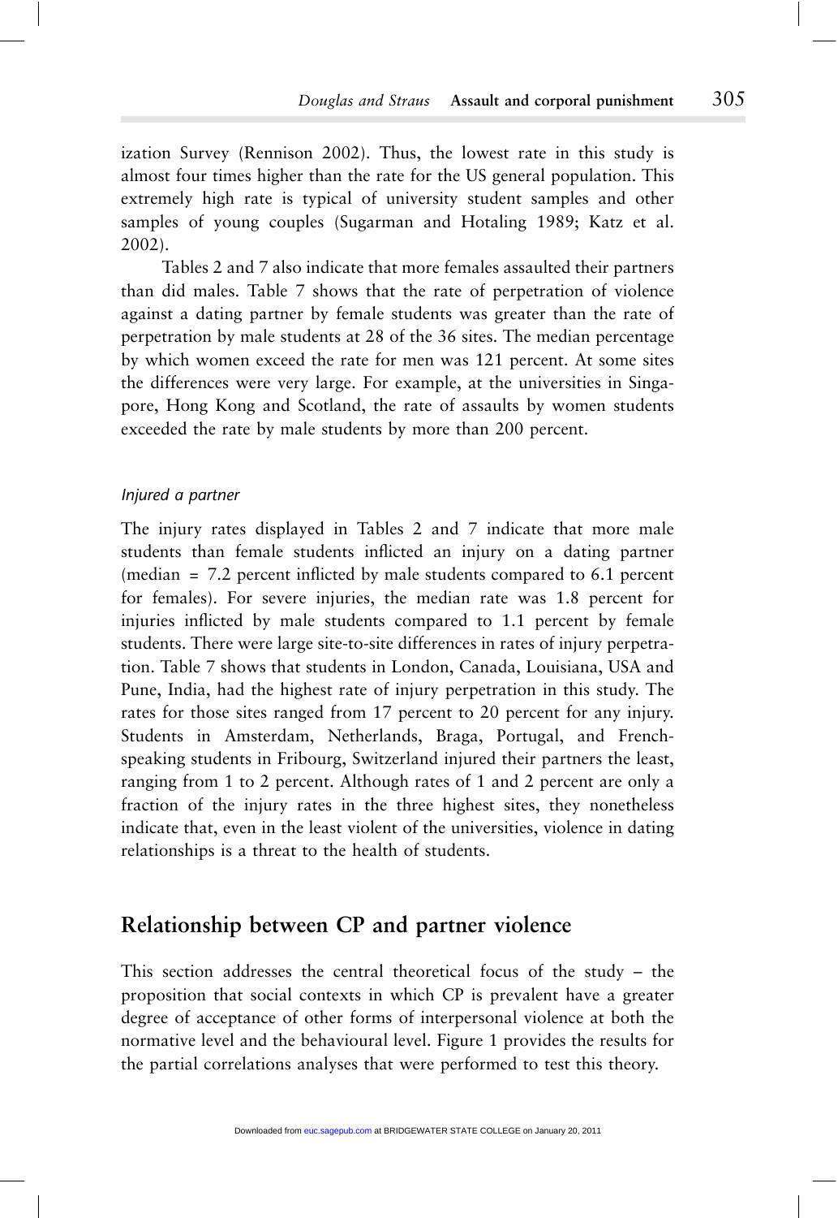ization Survey (Rennison 2002). Thus, the lowest rate in this study is almost four times higher than the rate for the US general population. This extremely high rate is typical of university student samples and other samples of young couples (Sugarman and Hotaling 1989; Katz et al. 2002).

Tables 2 and 7 also indicate that more females assaulted their partners than did males. Table 7 shows that the rate of perpetration of violence against a dating partner by female students was greater than the rate of perpetration by male students at 28 of the 36 sites. The median percentage by which women exceed the rate for men was 121 percent. At some sites the differences were very large. For example, at the universities in Singapore, Hong Kong and Scotland, the rate of assaults by women students exceeded the rate by male students by more than 200 percent.

### *Injured a partner*

The injury rates displayed in Tables 2 and 7 indicate that more male students than female students inflicted an injury on a dating partner (median = 7.2 percent inflicted by male students compared to 6.1 percent for females). For severe injuries, the median rate was 1.8 percent for injuries inflicted by male students compared to 1.1 percent by female students. There were large site-to-site differences in rates of injury perpetration. Table 7 shows that students in London, Canada, Louisiana, USA and Pune, India, had the highest rate of injury perpetration in this study. The rates for those sites ranged from 17 percent to 20 percent for any injury. Students in Amsterdam, Netherlands, Braga, Portugal, and French-speaking students in Fribourg, Switzerland injured their partners the least, ranging from 1 to 2 percent. Although rates of 1 and 2 percent are only a fraction of the injury rates in the three highest sites, they nonetheless indicate that, even in the least violent of the universities, violence in dating relationships is a threat to the health of students.

## Relationship between CP and partner violence

This section addresses the central theoretical focus of the study – the proposition that social contexts in which CP is prevalent have a greater degree of acceptance of other forms of interpersonal violence at both the normative level and the behavioural level. Figure 1 provides the results for the partial correlations analyses that were performed to test this theory.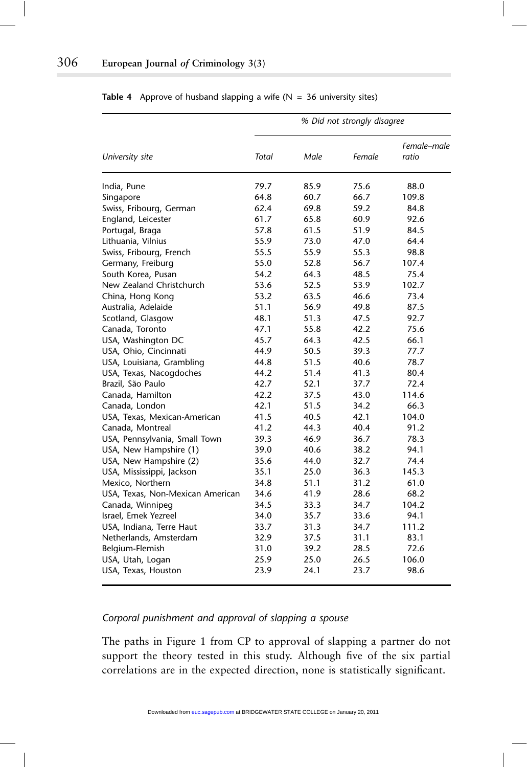**Table 4** Approve of husband slapping a wife (N = 36 university sites)

| University site | % Did not strongly disagree | | | |
|---|---|---|---|---|
| | *Total* | *Male* | *Female* | *Female–male ratio* |
| India, Pune | 79.7 | 85.9 | 75.6 | 88.0 |
| Singapore | 64.8 | 60.7 | 66.7 | 109.8 |
| Swiss, Fribourg, German | 62.4 | 69.8 | 59.2 | 84.8 |
| England, Leicester | 61.7 | 65.8 | 60.9 | 92.6 |
| Portugal, Braga | 57.8 | 61.5 | 51.9 | 84.5 |
| Lithuania, Vilnius | 55.9 | 73.0 | 47.0 | 64.4 |
| Swiss, Fribourg, French | 55.5 | 55.9 | 55.3 | 98.8 |
| Germany, Freiburg | 55.0 | 52.8 | 56.7 | 107.4 |
| South Korea, Pusan | 54.2 | 64.3 | 48.5 | 75.4 |
| New Zealand Christchurch | 53.6 | 52.5 | 53.9 | 102.7 |
| China, Hong Kong | 53.2 | 63.5 | 46.6 | 73.4 |
| Australia, Adelaide | 51.1 | 56.9 | 49.8 | 87.5 |
| Scotland, Glasgow | 48.1 | 51.3 | 47.5 | 92.7 |
| Canada, Toronto | 47.1 | 55.8 | 42.2 | 75.6 |
| USA, Washington DC | 45.7 | 64.3 | 42.5 | 66.1 |
| USA, Ohio, Cincinnati | 44.9 | 50.5 | 39.3 | 77.7 |
| USA, Louisiana, Grambling | 44.8 | 51.5 | 40.6 | 78.7 |
| USA, Texas, Nacogdoches | 44.2 | 51.4 | 41.3 | 80.4 |
| Brazil, São Paulo | 42.7 | 52.1 | 37.7 | 72.4 |
| Canada, Hamilton | 42.2 | 37.5 | 43.0 | 114.6 |
| Canada, London | 42.1 | 51.5 | 34.2 | 66.3 |
| USA, Texas, Mexican-American | 41.5 | 40.5 | 42.1 | 104.0 |
| Canada, Montreal | 41.2 | 44.3 | 40.4 | 91.2 |
| USA, Pennsylvania, Small Town | 39.3 | 46.9 | 36.7 | 78.3 |
| USA, New Hampshire (1) | 39.0 | 40.6 | 38.2 | 94.1 |
| USA, New Hampshire (2) | 35.6 | 44.0 | 32.7 | 74.4 |
| USA, Mississippi, Jackson | 35.1 | 25.0 | 36.3 | 145.3 |
| Mexico, Northern | 34.8 | 51.1 | 31.2 | 61.0 |
| USA, Texas, Non-Mexican American | 34.6 | 41.9 | 28.6 | 68.2 |
| Canada, Winnipeg | 34.5 | 33.3 | 34.7 | 104.2 |
| Israel, Emek Yezreel | 34.0 | 35.7 | 33.6 | 94.1 |
| USA, Indiana, Terre Haut | 33.7 | 31.3 | 34.7 | 111.2 |
| Netherlands, Amsterdam | 32.9 | 37.5 | 31.1 | 83.1 |
| Belgium-Flemish | 31.0 | 39.2 | 28.5 | 72.6 |
| USA, Utah, Logan | 25.9 | 25.0 | 26.5 | 106.0 |
| USA, Texas, Houston | 23.9 | 24.1 | 23.7 | 98.6 |

### *Corporal punishment and approval of slapping a spouse*

The paths in Figure 1 from CP to approval of slapping a partner do not support the theory tested in this study. Although five of the six partial correlations are in the expected direction, none is statistically significant.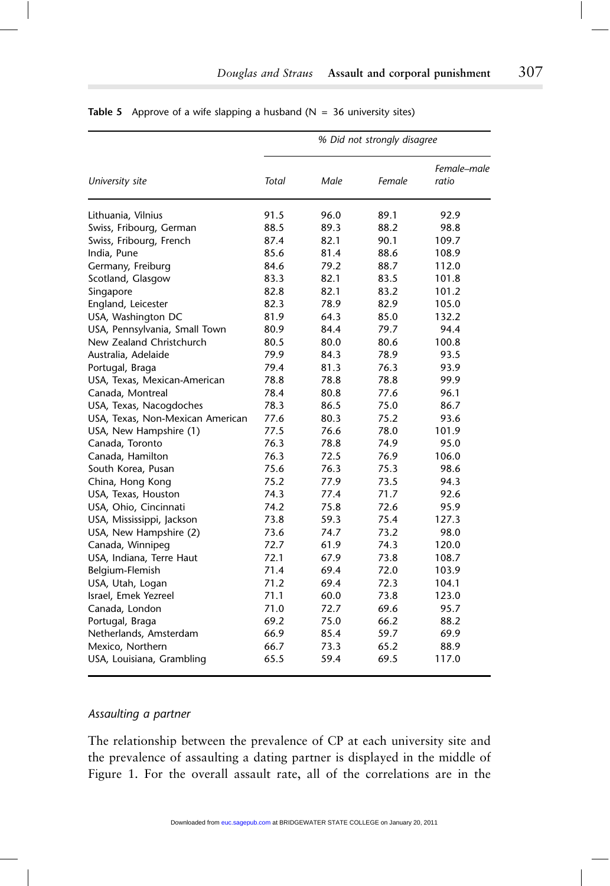**Table 5** Approve of a wife slapping a husband (N = 36 university sites)

| University site | % Did not strongly disagree | | | |
|---|---|---|---|---|
| | Total | Male | Female | Female–male ratio |
| Lithuania, Vilnius | 91.5 | 96.0 | 89.1 | 92.9 |
| Swiss, Fribourg, German | 88.5 | 89.3 | 88.2 | 98.8 |
| Swiss, Fribourg, French | 87.4 | 82.1 | 90.1 | 109.7 |
| India, Pune | 85.6 | 81.4 | 88.6 | 108.9 |
| Germany, Freiburg | 84.6 | 79.2 | 88.7 | 112.0 |
| Scotland, Glasgow | 83.3 | 82.1 | 83.5 | 101.8 |
| Singapore | 82.8 | 82.1 | 83.2 | 101.2 |
| England, Leicester | 82.3 | 78.9 | 82.9 | 105.0 |
| USA, Washington DC | 81.9 | 64.3 | 85.0 | 132.2 |
| USA, Pennsylvania, Small Town | 80.9 | 84.4 | 79.7 | 94.4 |
| New Zealand Christchurch | 80.5 | 80.0 | 80.6 | 100.8 |
| Australia, Adelaide | 79.9 | 84.3 | 78.9 | 93.5 |
| Portugal, Braga | 79.4 | 81.3 | 76.3 | 93.9 |
| USA, Texas, Mexican-American | 78.8 | 78.8 | 78.8 | 99.9 |
| Canada, Montreal | 78.4 | 80.8 | 77.6 | 96.1 |
| USA, Texas, Nacogdoches | 78.3 | 86.5 | 75.0 | 86.7 |
| USA, Texas, Non-Mexican American | 77.6 | 80.3 | 75.2 | 93.6 |
| USA, New Hampshire (1) | 77.5 | 76.6 | 78.0 | 101.9 |
| Canada, Toronto | 76.3 | 78.8 | 74.9 | 95.0 |
| Canada, Hamilton | 76.3 | 72.5 | 76.9 | 106.0 |
| South Korea, Pusan | 75.6 | 76.3 | 75.3 | 98.6 |
| China, Hong Kong | 75.2 | 77.9 | 73.5 | 94.3 |
| USA, Texas, Houston | 74.3 | 77.4 | 71.7 | 92.6 |
| USA, Ohio, Cincinnati | 74.2 | 75.8 | 72.6 | 95.9 |
| USA, Mississippi, Jackson | 73.8 | 59.3 | 75.4 | 127.3 |
| USA, New Hampshire (2) | 73.6 | 74.7 | 73.2 | 98.0 |
| Canada, Winnipeg | 72.7 | 61.9 | 74.3 | 120.0 |
| USA, Indiana, Terre Haut | 72.1 | 67.9 | 73.8 | 108.7 |
| Belgium-Flemish | 71.4 | 69.4 | 72.0 | 103.9 |
| USA, Utah, Logan | 71.2 | 69.4 | 72.3 | 104.1 |
| Israel, Emek Yezreel | 71.1 | 60.0 | 73.8 | 123.0 |
| Canada, London | 71.0 | 72.7 | 69.6 | 95.7 |
| Portugal, Braga | 69.2 | 75.0 | 66.2 | 88.2 |
| Netherlands, Amsterdam | 66.9 | 85.4 | 59.7 | 69.9 |
| Mexico, Northern | 66.7 | 73.3 | 65.2 | 88.9 |
| USA, Louisiana, Grambling | 65.5 | 59.4 | 69.5 | 117.0 |

### *Assaulting a partner*

The relationship between the prevalence of CP at each university site and the prevalence of assaulting a dating partner is displayed in the middle of Figure 1. For the overall assault rate, all of the correlations are in the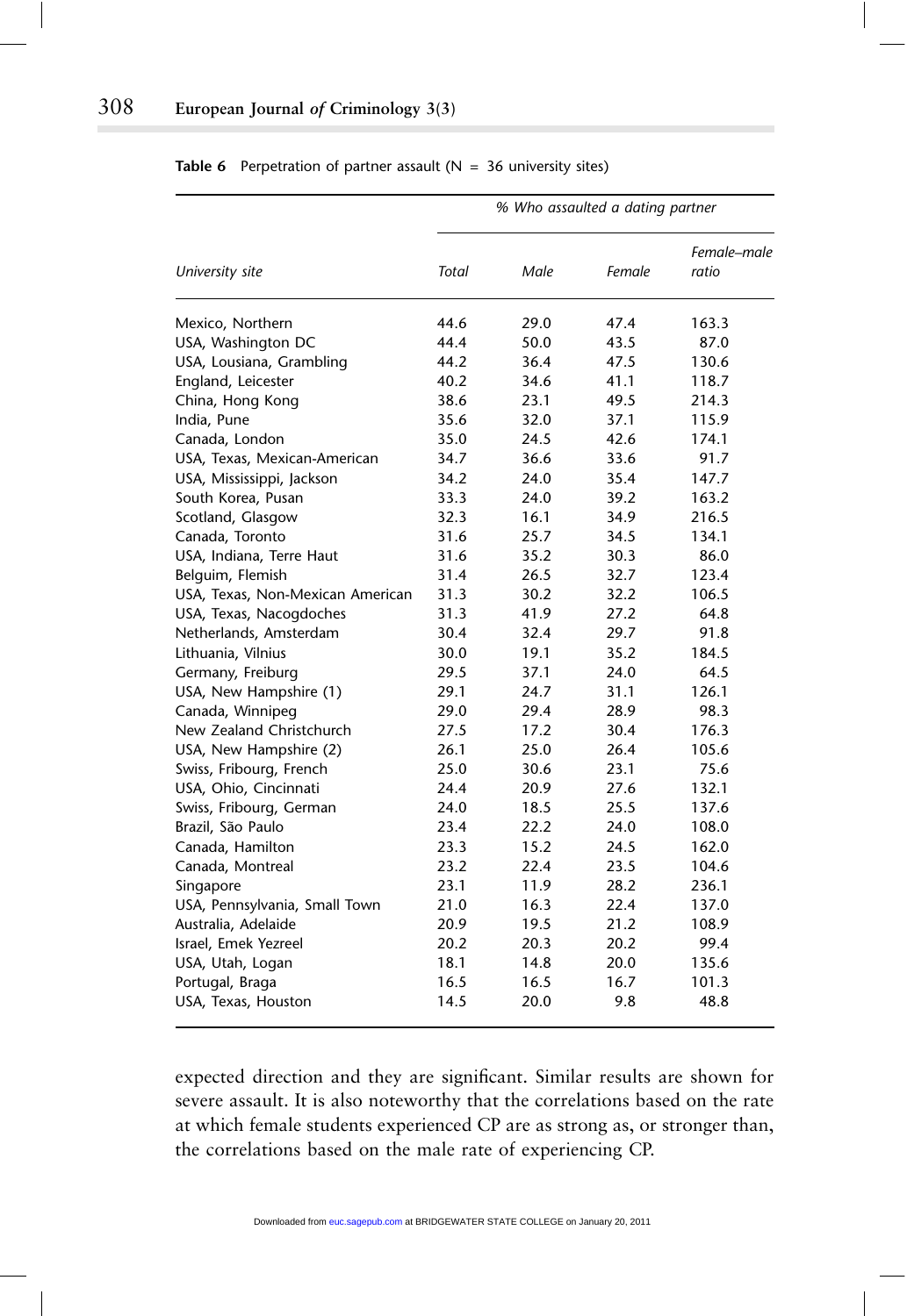**Table 6** Perpetration of partner assault (N = 36 university sites)

| University site | % Who assaulted a dating partner | | | |
|---|---|---|---|---|
| | Total | Male | Female | Female–male ratio |
| Mexico, Northern | 44.6 | 29.0 | 47.4 | 163.3 |
| USA, Washington DC | 44.4 | 50.0 | 43.5 | 87.0 |
| USA, Lousiana, Grambling | 44.2 | 36.4 | 47.5 | 130.6 |
| England, Leicester | 40.2 | 34.6 | 41.1 | 118.7 |
| China, Hong Kong | 38.6 | 23.1 | 49.5 | 214.3 |
| India, Pune | 35.6 | 32.0 | 37.1 | 115.9 |
| Canada, London | 35.0 | 24.5 | 42.6 | 174.1 |
| USA, Texas, Mexican-American | 34.7 | 36.6 | 33.6 | 91.7 |
| USA, Mississippi, Jackson | 34.2 | 24.0 | 35.4 | 147.7 |
| South Korea, Pusan | 33.3 | 24.0 | 39.2 | 163.2 |
| Scotland, Glasgow | 32.3 | 16.1 | 34.9 | 216.5 |
| Canada, Toronto | 31.6 | 25.7 | 34.5 | 134.1 |
| USA, Indiana, Terre Haut | 31.6 | 35.2 | 30.3 | 86.0 |
| Belguim, Flemish | 31.4 | 26.5 | 32.7 | 123.4 |
| USA, Texas, Non-Mexican American | 31.3 | 30.2 | 32.2 | 106.5 |
| USA, Texas, Nacogdoches | 31.3 | 41.9 | 27.2 | 64.8 |
| Netherlands, Amsterdam | 30.4 | 32.4 | 29.7 | 91.8 |
| Lithuania, Vilnius | 30.0 | 19.1 | 35.2 | 184.5 |
| Germany, Freiburg | 29.5 | 37.1 | 24.0 | 64.5 |
| USA, New Hampshire (1) | 29.1 | 24.7 | 31.1 | 126.1 |
| Canada, Winnipeg | 29.0 | 29.4 | 28.9 | 98.3 |
| New Zealand Christchurch | 27.5 | 17.2 | 30.4 | 176.3 |
| USA, New Hampshire (2) | 26.1 | 25.0 | 26.4 | 105.6 |
| Swiss, Fribourg, French | 25.0 | 30.6 | 23.1 | 75.6 |
| USA, Ohio, Cincinnati | 24.4 | 20.9 | 27.6 | 132.1 |
| Swiss, Fribourg, German | 24.0 | 18.5 | 25.5 | 137.6 |
| Brazil, São Paulo | 23.4 | 22.2 | 24.0 | 108.0 |
| Canada, Hamilton | 23.3 | 15.2 | 24.5 | 162.0 |
| Canada, Montreal | 23.2 | 22.4 | 23.5 | 104.6 |
| Singapore | 23.1 | 11.9 | 28.2 | 236.1 |
| USA, Pennsylvania, Small Town | 21.0 | 16.3 | 22.4 | 137.0 |
| Australia, Adelaide | 20.9 | 19.5 | 21.2 | 108.9 |
| Israel, Emek Yezreel | 20.2 | 20.3 | 20.2 | 99.4 |
| USA, Utah, Logan | 18.1 | 14.8 | 20.0 | 135.6 |
| Portugal, Braga | 16.5 | 16.5 | 16.7 | 101.3 |
| USA, Texas, Houston | 14.5 | 20.0 | 9.8 | 48.8 |

expected direction and they are significant. Similar results are shown for severe assault. It is also noteworthy that the correlations based on the rate at which female students experienced CP are as strong as, or stronger than, the correlations based on the male rate of experiencing CP.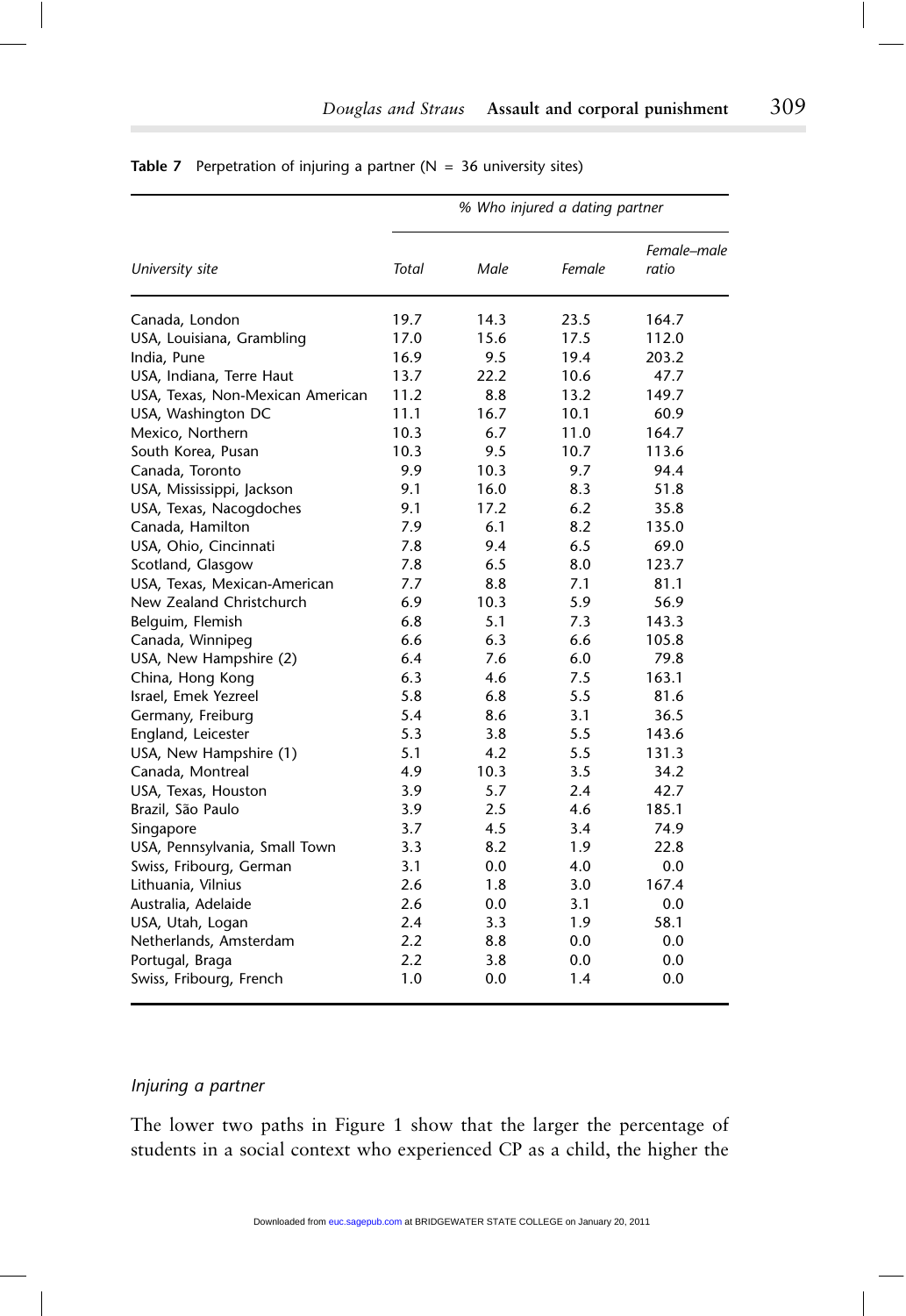**Table 7** Perpetration of injuring a partner (N = 36 university sites)

| University site | % Who injured a dating partner | | | |
|---|---|---|---|---|
| | *Total* | *Male* | *Female* | *Female–male ratio* |
| Canada, London | 19.7 | 14.3 | 23.5 | 164.7 |
| USA, Louisiana, Grambling | 17.0 | 15.6 | 17.5 | 112.0 |
| India, Pune | 16.9 | 9.5 | 19.4 | 203.2 |
| USA, Indiana, Terre Haut | 13.7 | 22.2 | 10.6 | 47.7 |
| USA, Texas, Non-Mexican American | 11.2 | 8.8 | 13.2 | 149.7 |
| USA, Washington DC | 11.1 | 16.7 | 10.1 | 60.9 |
| Mexico, Northern | 10.3 | 6.7 | 11.0 | 164.7 |
| South Korea, Pusan | 10.3 | 9.5 | 10.7 | 113.6 |
| Canada, Toronto | 9.9 | 10.3 | 9.7 | 94.4 |
| USA, Mississippi, Jackson | 9.1 | 16.0 | 8.3 | 51.8 |
| USA, Texas, Nacogdoches | 9.1 | 17.2 | 6.2 | 35.8 |
| Canada, Hamilton | 7.9 | 6.1 | 8.2 | 135.0 |
| USA, Ohio, Cincinnati | 7.8 | 9.4 | 6.5 | 69.0 |
| Scotland, Glasgow | 7.8 | 6.5 | 8.0 | 123.7 |
| USA, Texas, Mexican-American | 7.7 | 8.8 | 7.1 | 81.1 |
| New Zealand Christchurch | 6.9 | 10.3 | 5.9 | 56.9 |
| Belguim, Flemish | 6.8 | 5.1 | 7.3 | 143.3 |
| Canada, Winnipeg | 6.6 | 6.3 | 6.6 | 105.8 |
| USA, New Hampshire (2) | 6.4 | 7.6 | 6.0 | 79.8 |
| China, Hong Kong | 6.3 | 4.6 | 7.5 | 163.1 |
| Israel, Emek Yezreel | 5.8 | 6.8 | 5.5 | 81.6 |
| Germany, Freiburg | 5.4 | 8.6 | 3.1 | 36.5 |
| England, Leicester | 5.3 | 3.8 | 5.5 | 143.6 |
| USA, New Hampshire (1) | 5.1 | 4.2 | 5.5 | 131.3 |
| Canada, Montreal | 4.9 | 10.3 | 3.5 | 34.2 |
| USA, Texas, Houston | 3.9 | 5.7 | 2.4 | 42.7 |
| Brazil, São Paulo | 3.9 | 2.5 | 4.6 | 185.1 |
| Singapore | 3.7 | 4.5 | 3.4 | 74.9 |
| USA, Pennsylvania, Small Town | 3.3 | 8.2 | 1.9 | 22.8 |
| Swiss, Fribourg, German | 3.1 | 0.0 | 4.0 | 0.0 |
| Lithuania, Vilnius | 2.6 | 1.8 | 3.0 | 167.4 |
| Australia, Adelaide | 2.6 | 0.0 | 3.1 | 0.0 |
| USA, Utah, Logan | 2.4 | 3.3 | 1.9 | 58.1 |
| Netherlands, Amsterdam | 2.2 | 8.8 | 0.0 | 0.0 |
| Portugal, Braga | 2.2 | 3.8 | 0.0 | 0.0 |
| Swiss, Fribourg, French | 1.0 | 0.0 | 1.4 | 0.0 |

### *Injuring a partner*

The lower two paths in Figure 1 show that the larger the percentage of students in a social context who experienced CP as a child, the higher the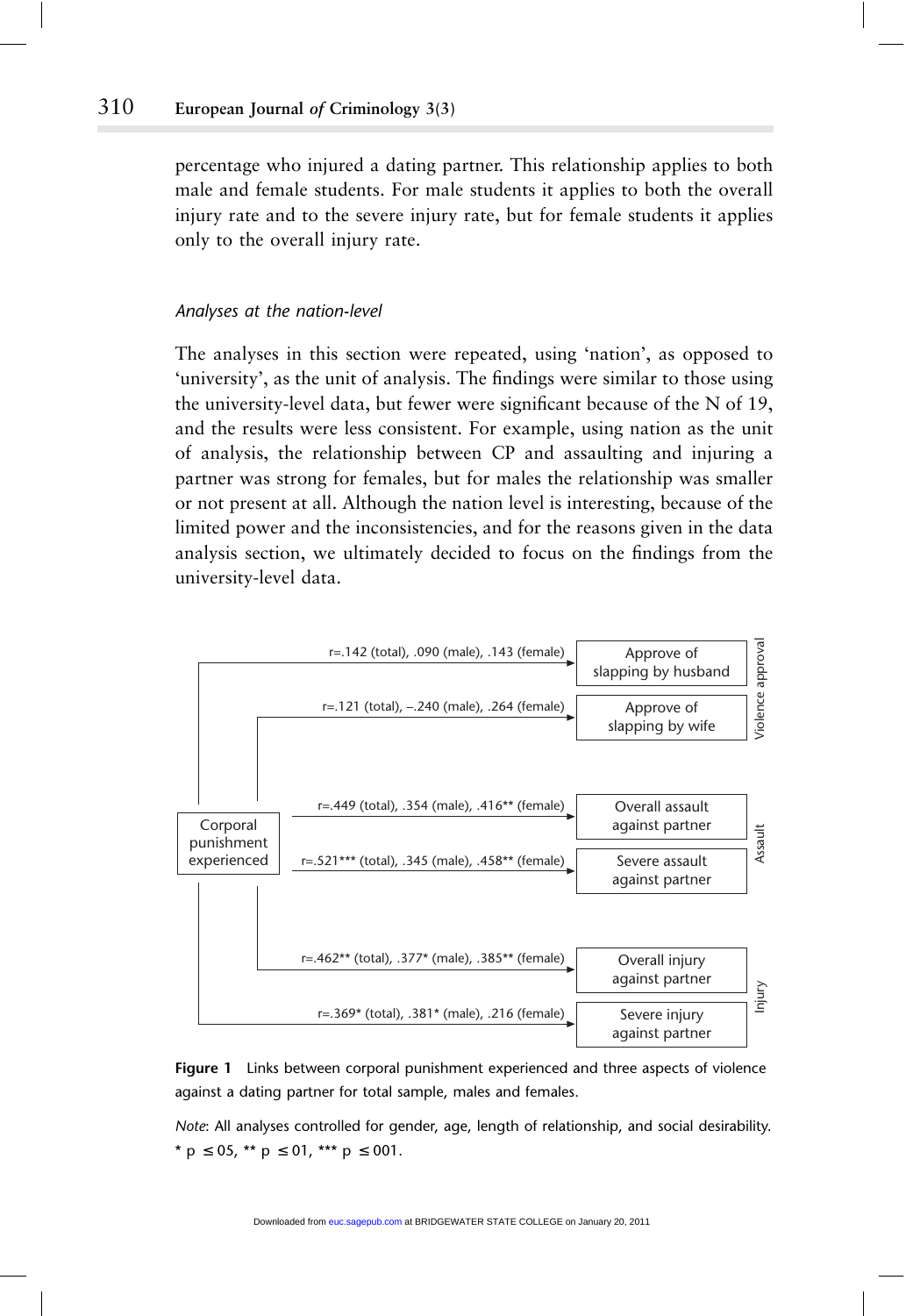percentage who injured a dating partner. This relationship applies to both male and female students. For male students it applies to both the overall injury rate and to the severe injury rate, but for female students it applies only to the overall injury rate.

### *Analyses at the nation-level*

The analyses in this section were repeated, using 'nation', as opposed to 'university', as the unit of analysis. The findings were similar to those using the university-level data, but fewer were significant because of the N of 19, and the results were less consistent. For example, using nation as the unit of analysis, the relationship between CP and assaulting and injuring a partner was strong for females, but for males the relationship was smaller or not present at all. Although the nation level is interesting, because of the limited power and the inconsistencies, and for the reasons given in the data analysis section, we ultimately decided to focus on the findings from the university-level data.

| Corporal punishment experienced → | r | Outcome | Aspect |
|---|---|---|---|
| | r=.142 (total), .090 (male), .143 (female) | Approve of slapping by husband | Violence approval |
| | r=.121 (total), −.240 (male), .264 (female) | Approve of slapping by wife | Violence approval |
| | r=.449 (total), .354 (male), .416** (female) | Overall assault against partner | Assault |
| | r=.521*** (total), .345 (male), .458** (female) | Severe assault against partner | Assault |
| | r=.462** (total), .377* (male), .385** (female) | Overall injury against partner | Injury |
| | r=.369* (total), .381* (male), .216 (female) | Severe injury against partner | Injury |

**Figure 1** Links between corporal punishment experienced and three aspects of violence against a dating partner for total sample, males and females.

*Note*: All analyses controlled for gender, age, length of relationship, and social desirability. * p ≤ 05, ** p ≤ 01, *** p ≤ 001.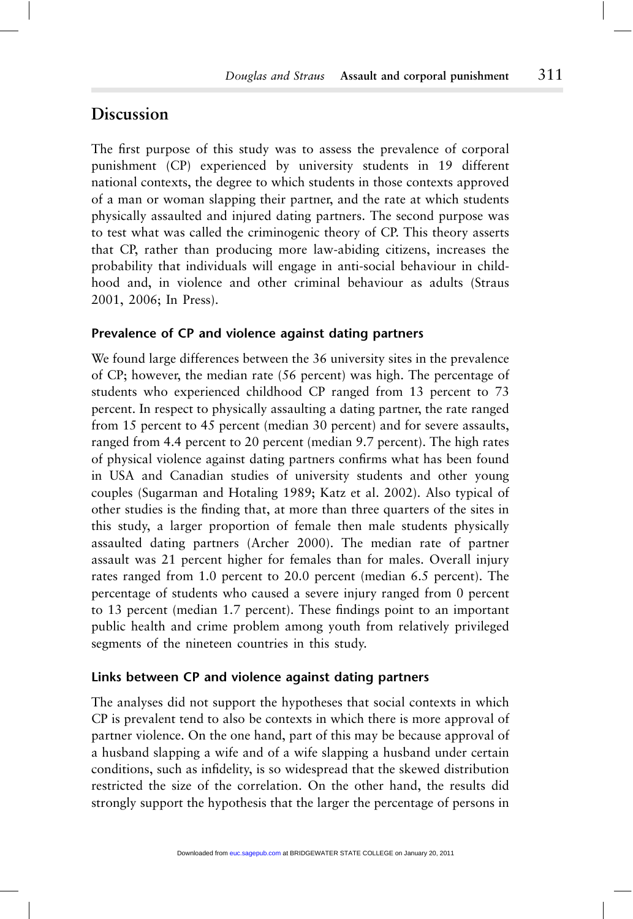## Discussion

The first purpose of this study was to assess the prevalence of corporal punishment (CP) experienced by university students in 19 different national contexts, the degree to which students in those contexts approved of a man or woman slapping their partner, and the rate at which students physically assaulted and injured dating partners. The second purpose was to test what was called the criminogenic theory of CP. This theory asserts that CP, rather than producing more law-abiding citizens, increases the probability that individuals will engage in anti-social behaviour in childhood and, in violence and other criminal behaviour as adults (Straus 2001, 2006; In Press).

### Prevalence of CP and violence against dating partners

We found large differences between the 36 university sites in the prevalence of CP; however, the median rate (56 percent) was high. The percentage of students who experienced childhood CP ranged from 13 percent to 73 percent. In respect to physically assaulting a dating partner, the rate ranged from 15 percent to 45 percent (median 30 percent) and for severe assaults, ranged from 4.4 percent to 20 percent (median 9.7 percent). The high rates of physical violence against dating partners confirms what has been found in USA and Canadian studies of university students and other young couples (Sugarman and Hotaling 1989; Katz et al. 2002). Also typical of other studies is the finding that, at more than three quarters of the sites in this study, a larger proportion of female then male students physically assaulted dating partners (Archer 2000). The median rate of partner assault was 21 percent higher for females than for males. Overall injury rates ranged from 1.0 percent to 20.0 percent (median 6.5 percent). The percentage of students who caused a severe injury ranged from 0 percent to 13 percent (median 1.7 percent). These findings point to an important public health and crime problem among youth from relatively privileged segments of the nineteen countries in this study.

### Links between CP and violence against dating partners

The analyses did not support the hypotheses that social contexts in which CP is prevalent tend to also be contexts in which there is more approval of partner violence. On the one hand, part of this may be because approval of a husband slapping a wife and of a wife slapping a husband under certain conditions, such as infidelity, is so widespread that the skewed distribution restricted the size of the correlation. On the other hand, the results did strongly support the hypothesis that the larger the percentage of persons in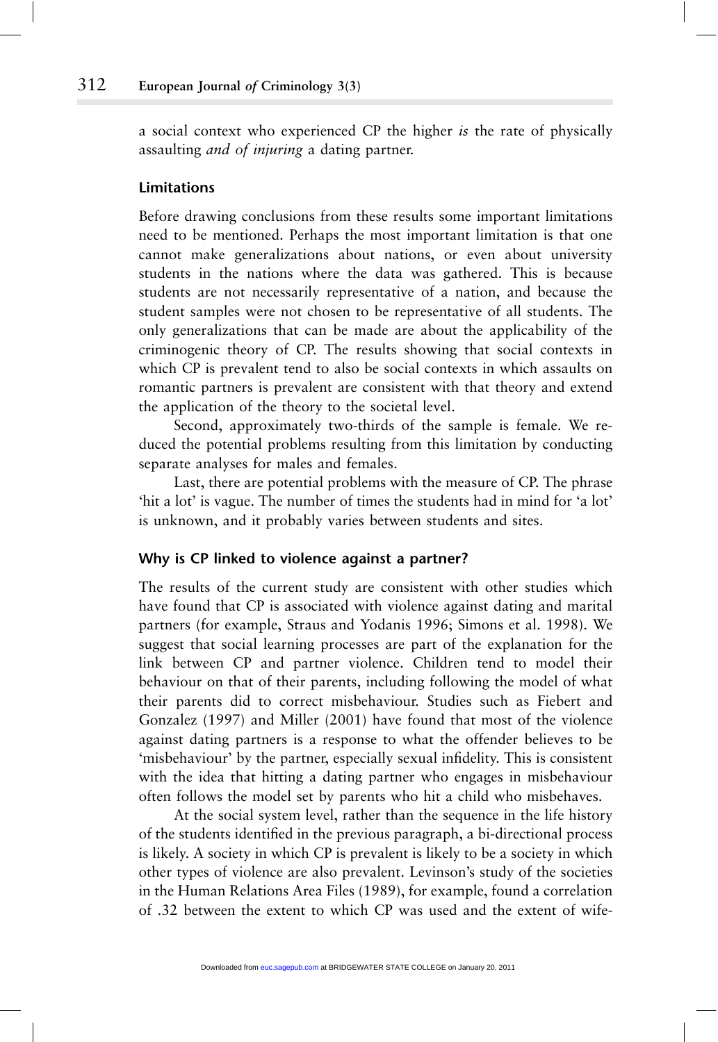a social context who experienced CP the higher *is* the rate of physically assaulting *and of injuring* a dating partner.

### Limitations

Before drawing conclusions from these results some important limitations need to be mentioned. Perhaps the most important limitation is that one cannot make generalizations about nations, or even about university students in the nations where the data was gathered. This is because students are not necessarily representative of a nation, and because the student samples were not chosen to be representative of all students. The only generalizations that can be made are about the applicability of the criminogenic theory of CP. The results showing that social contexts in which CP is prevalent tend to also be social contexts in which assaults on romantic partners is prevalent are consistent with that theory and extend the application of the theory to the societal level.

Second, approximately two-thirds of the sample is female. We reduced the potential problems resulting from this limitation by conducting separate analyses for males and females.

Last, there are potential problems with the measure of CP. The phrase 'hit a lot' is vague. The number of times the students had in mind for 'a lot' is unknown, and it probably varies between students and sites.

### Why is CP linked to violence against a partner?

The results of the current study are consistent with other studies which have found that CP is associated with violence against dating and marital partners (for example, Straus and Yodanis 1996; Simons et al. 1998). We suggest that social learning processes are part of the explanation for the link between CP and partner violence. Children tend to model their behaviour on that of their parents, including following the model of what their parents did to correct misbehaviour. Studies such as Fiebert and Gonzalez (1997) and Miller (2001) have found that most of the violence against dating partners is a response to what the offender believes to be 'misbehaviour' by the partner, especially sexual infidelity. This is consistent with the idea that hitting a dating partner who engages in misbehaviour often follows the model set by parents who hit a child who misbehaves.

At the social system level, rather than the sequence in the life history of the students identified in the previous paragraph, a bi-directional process is likely. A society in which CP is prevalent is likely to be a society in which other types of violence are also prevalent. Levinson's study of the societies in the Human Relations Area Files (1989), for example, found a correlation of .32 between the extent to which CP was used and the extent of wife-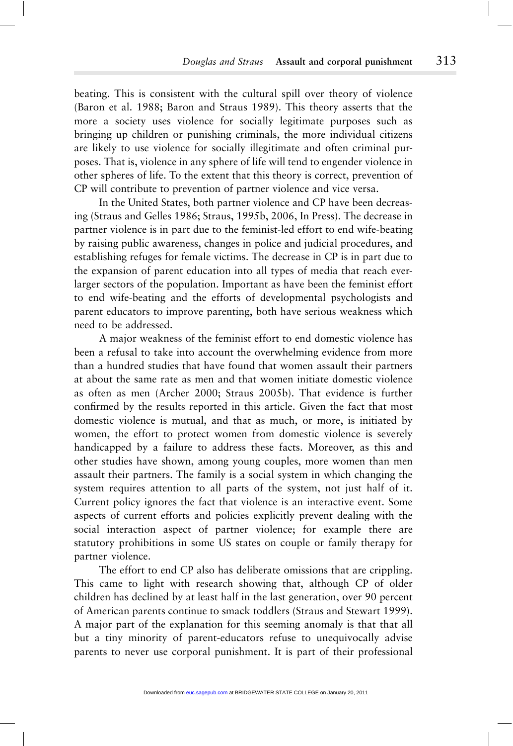beating. This is consistent with the cultural spill over theory of violence (Baron et al. 1988; Baron and Straus 1989). This theory asserts that the more a society uses violence for socially legitimate purposes such as bringing up children or punishing criminals, the more individual citizens are likely to use violence for socially illegitimate and often criminal purposes. That is, violence in any sphere of life will tend to engender violence in other spheres of life. To the extent that this theory is correct, prevention of CP will contribute to prevention of partner violence and vice versa.

In the United States, both partner violence and CP have been decreasing (Straus and Gelles 1986; Straus, 1995b, 2006, In Press). The decrease in partner violence is in part due to the feminist-led effort to end wife-beating by raising public awareness, changes in police and judicial procedures, and establishing refuges for female victims. The decrease in CP is in part due to the expansion of parent education into all types of media that reach ever-larger sectors of the population. Important as have been the feminist effort to end wife-beating and the efforts of developmental psychologists and parent educators to improve parenting, both have serious weakness which need to be addressed.

A major weakness of the feminist effort to end domestic violence has been a refusal to take into account the overwhelming evidence from more than a hundred studies that have found that women assault their partners at about the same rate as men and that women initiate domestic violence as often as men (Archer 2000; Straus 2005b). That evidence is further confirmed by the results reported in this article. Given the fact that most domestic violence is mutual, and that as much, or more, is initiated by women, the effort to protect women from domestic violence is severely handicapped by a failure to address these facts. Moreover, as this and other studies have shown, among young couples, more women than men assault their partners. The family is a social system in which changing the system requires attention to all parts of the system, not just half of it. Current policy ignores the fact that violence is an interactive event. Some aspects of current efforts and policies explicitly prevent dealing with the social interaction aspect of partner violence; for example there are statutory prohibitions in some US states on couple or family therapy for partner violence.

The effort to end CP also has deliberate omissions that are crippling. This came to light with research showing that, although CP of older children has declined by at least half in the last generation, over 90 percent of American parents continue to smack toddlers (Straus and Stewart 1999). A major part of the explanation for this seeming anomaly is that that all but a tiny minority of parent-educators refuse to unequivocally advise parents to never use corporal punishment. It is part of their professional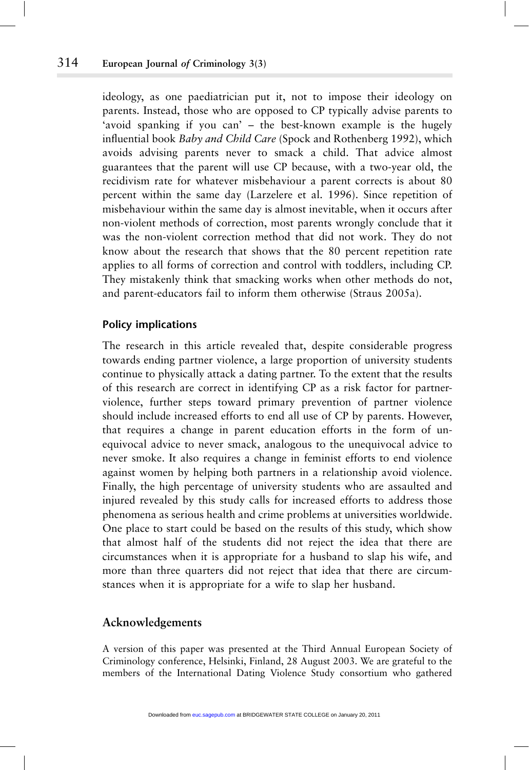ideology, as one paediatrician put it, not to impose their ideology on parents. Instead, those who are opposed to CP typically advise parents to 'avoid spanking if you can' – the best-known example is the hugely influential book *Baby and Child Care* (Spock and Rothenberg 1992), which avoids advising parents never to smack a child. That advice almost guarantees that the parent will use CP because, with a two-year old, the recidivism rate for whatever misbehaviour a parent corrects is about 80 percent within the same day (Larzelere et al. 1996). Since repetition of misbehaviour within the same day is almost inevitable, when it occurs after non-violent methods of correction, most parents wrongly conclude that it was the non-violent correction method that did not work. They do not know about the research that shows that the 80 percent repetition rate applies to all forms of correction and control with toddlers, including CP. They mistakenly think that smacking works when other methods do not, and parent-educators fail to inform them otherwise (Straus 2005a).

### Policy implications

The research in this article revealed that, despite considerable progress towards ending partner violence, a large proportion of university students continue to physically attack a dating partner. To the extent that the results of this research are correct in identifying CP as a risk factor for partner-violence, further steps toward primary prevention of partner violence should include increased efforts to end all use of CP by parents. However, that requires a change in parent education efforts in the form of unequivocal advice to never smack, analogous to the unequivocal advice to never smoke. It also requires a change in feminist efforts to end violence against women by helping both partners in a relationship avoid violence. Finally, the high percentage of university students who are assaulted and injured revealed by this study calls for increased efforts to address those phenomena as serious health and crime problems at universities worldwide. One place to start could be based on the results of this study, which show that almost half of the students did not reject the idea that there are circumstances when it is appropriate for a husband to slap his wife, and more than three quarters did not reject that idea that there are circumstances when it is appropriate for a wife to slap her husband.

## Acknowledgements

A version of this paper was presented at the Third Annual European Society of Criminology conference, Helsinki, Finland, 28 August 2003. We are grateful to the members of the International Dating Violence Study consortium who gathered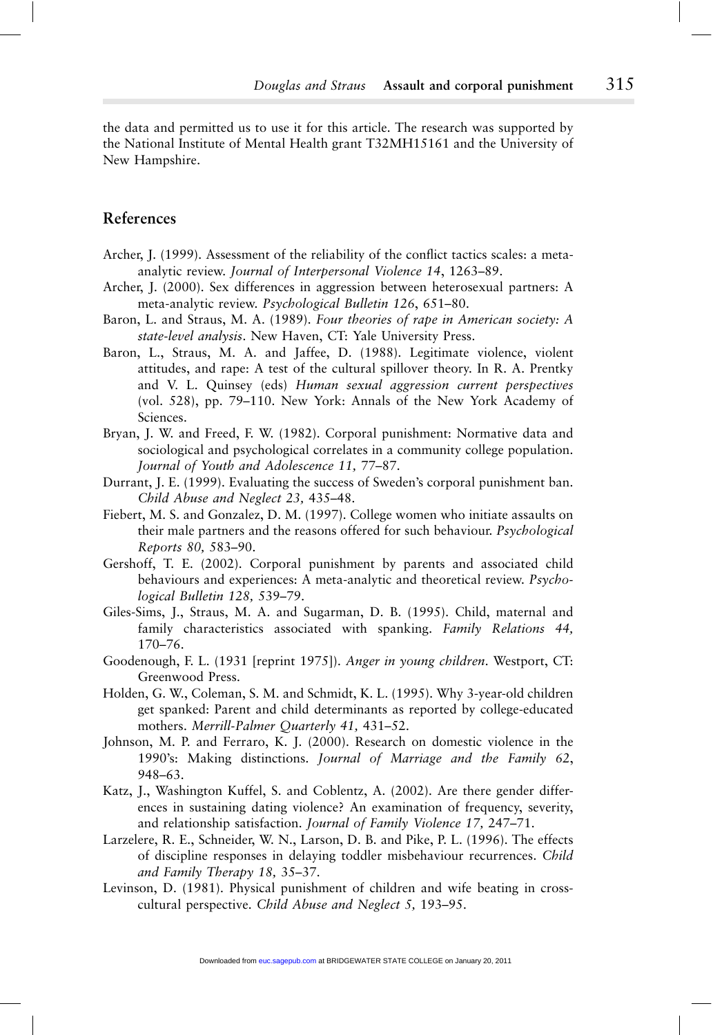the data and permitted us to use it for this article. The research was supported by the National Institute of Mental Health grant T32MH15161 and the University of New Hampshire.

## References

Archer, J. (1999). Assessment of the reliability of the conflict tactics scales: a meta-analytic review. *Journal of Interpersonal Violence 14*, 1263–89.

Archer, J. (2000). Sex differences in aggression between heterosexual partners: A meta-analytic review. *Psychological Bulletin 126*, 651–80.

Baron, L. and Straus, M. A. (1989). *Four theories of rape in American society: A state-level analysis*. New Haven, CT: Yale University Press.

Baron, L., Straus, M. A. and Jaffee, D. (1988). Legitimate violence, violent attitudes, and rape: A test of the cultural spillover theory. In R. A. Prentky and V. L. Quinsey (eds) *Human sexual aggression current perspectives* (vol. 528), pp. 79–110. New York: Annals of the New York Academy of Sciences.

Bryan, J. W. and Freed, F. W. (1982). Corporal punishment: Normative data and sociological and psychological correlates in a community college population. *Journal of Youth and Adolescence 11,* 77–87.

Durrant, J. E. (1999). Evaluating the success of Sweden's corporal punishment ban. *Child Abuse and Neglect 23,* 435–48.

Fiebert, M. S. and Gonzalez, D. M. (1997). College women who initiate assaults on their male partners and the reasons offered for such behaviour. *Psychological Reports 80,* 583–90.

Gershoff, T. E. (2002). Corporal punishment by parents and associated child behaviours and experiences: A meta-analytic and theoretical review. *Psychological Bulletin 128,* 539–79.

Giles-Sims, J., Straus, M. A. and Sugarman, D. B. (1995). Child, maternal and family characteristics associated with spanking. *Family Relations 44,* 170–76.

Goodenough, F. L. (1931 [reprint 1975]). *Anger in young children*. Westport, CT: Greenwood Press.

Holden, G. W., Coleman, S. M. and Schmidt, K. L. (1995). Why 3-year-old children get spanked: Parent and child determinants as reported by college-educated mothers. *Merrill-Palmer Quarterly 41,* 431–52.

Johnson, M. P. and Ferraro, K. J. (2000). Research on domestic violence in the 1990's: Making distinctions. *Journal of Marriage and the Family 62*, 948–63.

Katz, J., Washington Kuffel, S. and Coblentz, A. (2002). Are there gender differences in sustaining dating violence? An examination of frequency, severity, and relationship satisfaction. *Journal of Family Violence 17,* 247–71.

Larzelere, R. E., Schneider, W. N., Larson, D. B. and Pike, P. L. (1996). The effects of discipline responses in delaying toddler misbehaviour recurrences. *Child and Family Therapy 18,* 35–37.

Levinson, D. (1981). Physical punishment of children and wife beating in cross-cultural perspective. *Child Abuse and Neglect 5,* 193–95.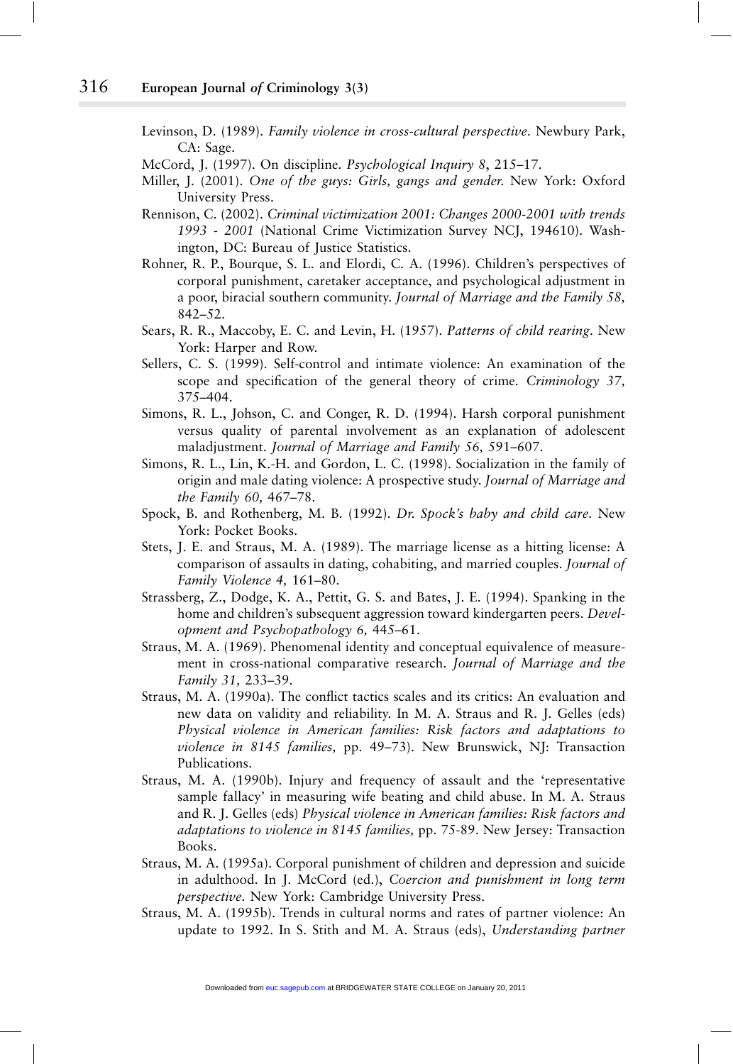Levinson, D. (1989). *Family violence in cross-cultural perspective*. Newbury Park, CA: Sage.

McCord, J. (1997). On discipline. *Psychological Inquiry 8*, 215–17.

Miller, J. (2001). *One of the guys: Girls, gangs and gender.* New York: Oxford University Press.

Rennison, C. (2002). *Criminal victimization 2001: Changes 2000-2001 with trends 1993 - 2001* (National Crime Victimization Survey NCJ, 194610). Washington, DC: Bureau of Justice Statistics.

Rohner, R. P., Bourque, S. L. and Elordi, C. A. (1996). Children's perspectives of corporal punishment, caretaker acceptance, and psychological adjustment in a poor, biracial southern community. *Journal of Marriage and the Family 58,* 842–52.

Sears, R. R., Maccoby, E. C. and Levin, H. (1957). *Patterns of child rearing*. New York: Harper and Row.

Sellers, C. S. (1999). Self-control and intimate violence: An examination of the scope and specification of the general theory of crime. *Criminology 37,* 375–404.

Simons, R. L., Johson, C. and Conger, R. D. (1994). Harsh corporal punishment versus quality of parental involvement as an explanation of adolescent maladjustment. *Journal of Marriage and Family 56,* 591–607.

Simons, R. L., Lin, K.-H. and Gordon, L. C. (1998). Socialization in the family of origin and male dating violence: A prospective study. *Journal of Marriage and the Family 60,* 467–78.

Spock, B. and Rothenberg, M. B. (1992). *Dr. Spock's baby and child care*. New York: Pocket Books.

Stets, J. E. and Straus, M. A. (1989). The marriage license as a hitting license: A comparison of assaults in dating, cohabiting, and married couples. *Journal of Family Violence 4,* 161–80.

Strassberg, Z., Dodge, K. A., Pettit, G. S. and Bates, J. E. (1994). Spanking in the home and children's subsequent aggression toward kindergarten peers. *Development and Psychopathology 6,* 445–61.

Straus, M. A. (1969). Phenomenal identity and conceptual equivalence of measurement in cross-national comparative research. *Journal of Marriage and the Family 31,* 233–39.

Straus, M. A. (1990a). The conflict tactics scales and its critics: An evaluation and new data on validity and reliability. In M. A. Straus and R. J. Gelles (eds) *Physical violence in American families: Risk factors and adaptations to violence in 8145 families,* pp. 49–73). New Brunswick, NJ: Transaction Publications.

Straus, M. A. (1990b). Injury and frequency of assault and the 'representative sample fallacy' in measuring wife beating and child abuse. In M. A. Straus and R. J. Gelles (eds) *Physical violence in American families: Risk factors and adaptations to violence in 8145 families,* pp. 75-89. New Jersey: Transaction Books.

Straus, M. A. (1995a). Corporal punishment of children and depression and suicide in adulthood. In J. McCord (ed.), *Coercion and punishment in long term perspective*. New York: Cambridge University Press.

Straus, M. A. (1995b). Trends in cultural norms and rates of partner violence: An update to 1992. In S. Stith and M. A. Straus (eds), *Understanding partner*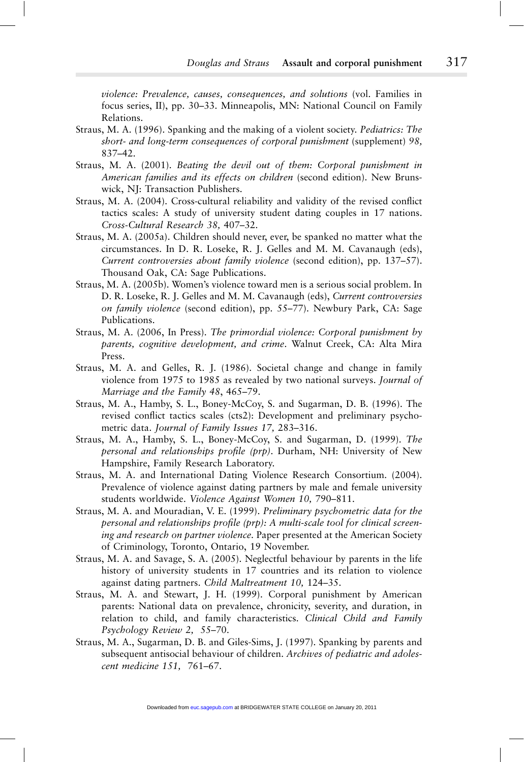*violence: Prevalence, causes, consequences, and solutions* (vol. Families in focus series, II), pp. 30–33. Minneapolis, MN: National Council on Family Relations.

Straus, M. A. (1996). Spanking and the making of a violent society. *Pediatrics: The short- and long-term consequences of corporal punishment* (supplement) *98,* 837–42.

Straus, M. A. (2001). *Beating the devil out of them: Corporal punishment in American families and its effects on children* (second edition). New Brunswick, NJ: Transaction Publishers.

Straus, M. A. (2004). Cross-cultural reliability and validity of the revised conflict tactics scales: A study of university student dating couples in 17 nations. *Cross-Cultural Research 38,* 407–32.

Straus, M. A. (2005a). Children should never, ever, be spanked no matter what the circumstances. In D. R. Loseke, R. J. Gelles and M. M. Cavanaugh (eds), *Current controversies about family violence* (second edition), pp. 137–57). Thousand Oak, CA: Sage Publications.

Straus, M. A. (2005b). Women's violence toward men is a serious social problem. In D. R. Loseke, R. J. Gelles and M. M. Cavanaugh (eds), *Current controversies on family violence* (second edition), pp. 55–77). Newbury Park, CA: Sage Publications.

Straus, M. A. (2006, In Press). *The primordial violence: Corporal punishment by parents, cognitive development, and crime*. Walnut Creek, CA: Alta Mira Press.

Straus, M. A. and Gelles, R. J. (1986). Societal change and change in family violence from 1975 to 1985 as revealed by two national surveys. *Journal of Marriage and the Family 48*, 465–79.

Straus, M. A., Hamby, S. L., Boney-McCoy, S. and Sugarman, D. B. (1996). The revised conflict tactics scales (cts2): Development and preliminary psychometric data. *Journal of Family Issues 17,* 283–316.

Straus, M. A., Hamby, S. L., Boney-McCoy, S. and Sugarman, D. (1999). *The personal and relationships profile (prp)*. Durham, NH: University of New Hampshire, Family Research Laboratory.

Straus, M. A. and International Dating Violence Research Consortium. (2004). Prevalence of violence against dating partners by male and female university students worldwide. *Violence Against Women 10,* 790–811.

Straus, M. A. and Mouradian, V. E. (1999). *Preliminary psychometric data for the personal and relationships profile (prp): A multi-scale tool for clinical screening and research on partner violence*. Paper presented at the American Society of Criminology, Toronto, Ontario, 19 November.

Straus, M. A. and Savage, S. A. (2005). Neglectful behaviour by parents in the life history of university students in 17 countries and its relation to violence against dating partners. *Child Maltreatment 10,* 124–35.

Straus, M. A. and Stewart, J. H. (1999). Corporal punishment by American parents: National data on prevalence, chronicity, severity, and duration, in relation to child, and family characteristics. *Clinical Child and Family Psychology Review 2,* 55–70.

Straus, M. A., Sugarman, D. B. and Giles-Sims, J. (1997). Spanking by parents and subsequent antisocial behaviour of children. *Archives of pediatric and adolescent medicine 151,* 761–67.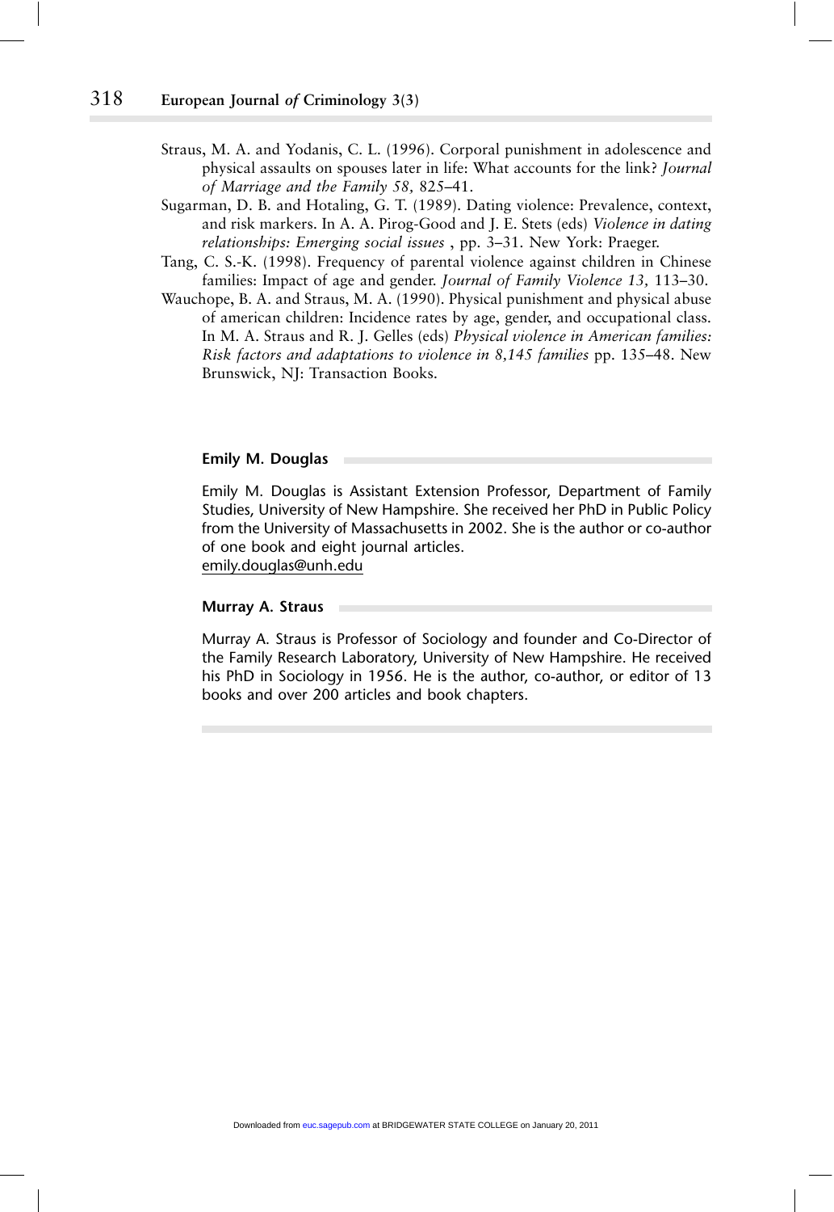Straus, M. A. and Yodanis, C. L. (1996). Corporal punishment in adolescence and physical assaults on spouses later in life: What accounts for the link? *Journal of Marriage and the Family 58*, 825–41.

Sugarman, D. B. and Hotaling, G. T. (1989). Dating violence: Prevalence, context, and risk markers. In A. A. Pirog-Good and J. E. Stets (eds) *Violence in dating relationships: Emerging social issues* , pp. 3–31. New York: Praeger.

Tang, C. S.-K. (1998). Frequency of parental violence against children in Chinese families: Impact of age and gender. *Journal of Family Violence 13*, 113–30.

Wauchope, B. A. and Straus, M. A. (1990). Physical punishment and physical abuse of american children: Incidence rates by age, gender, and occupational class. In M. A. Straus and R. J. Gelles (eds) *Physical violence in American families: Risk factors and adaptations to violence in 8,145 families* pp. 135–48. New Brunswick, NJ: Transaction Books.

**Emily M. Douglas**

Emily M. Douglas is Assistant Extension Professor, Department of Family Studies, University of New Hampshire. She received her PhD in Public Policy from the University of Massachusetts in 2002. She is the author or co-author of one book and eight journal articles.
emily.douglas@unh.edu

**Murray A. Straus**

Murray A. Straus is Professor of Sociology and founder and Co-Director of the Family Research Laboratory, University of New Hampshire. He received his PhD in Sociology in 1956. He is the author, co-author, or editor of 13 books and over 200 articles and book chapters.